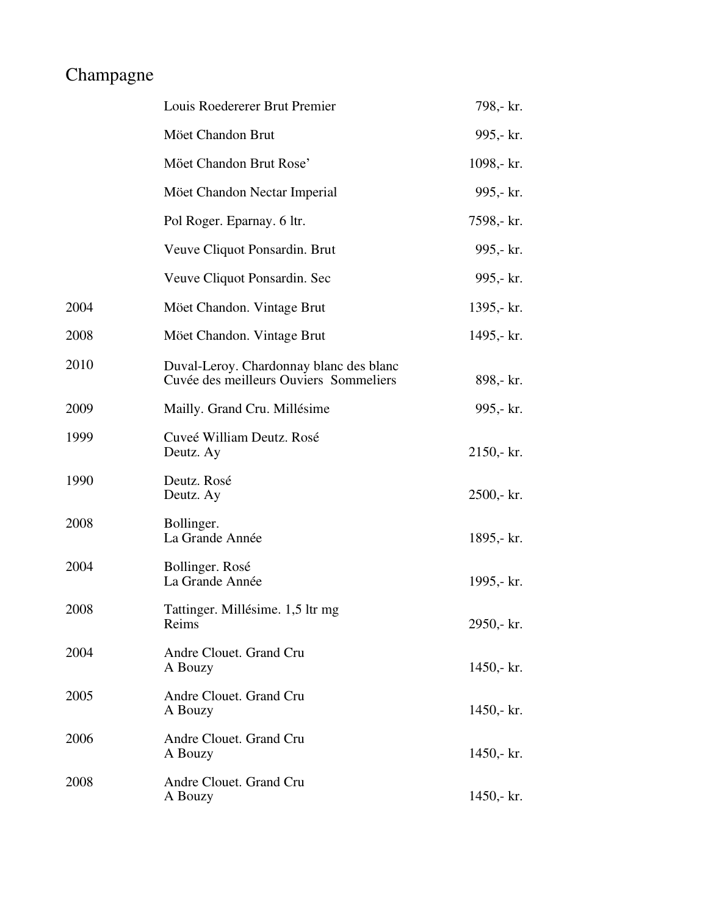# Champagne

| Year | Wine | Price |
|---|---|---|
| | Louis Roedererer Brut Premier | 798,- kr. |
| | Möet Chandon Brut | 995,- kr. |
| | Möet Chandon Brut Rose' | 1098,- kr. |
| | Möet Chandon Nectar Imperial | 995,- kr. |
| | Pol Roger. Eparnay. 6 ltr. | 7598,- kr. |
| | Veuve Cliquot Ponsardin. Brut | 995,- kr. |
| | Veuve Cliquot Ponsardin. Sec | 995,- kr. |
| 2004 | Möet Chandon. Vintage Brut | 1395,- kr. |
| 2008 | Möet Chandon. Vintage Brut | 1495,- kr. |
| 2010 | Duval-Leroy. Chardonnay blanc des blanc<br>Cuvée des meilleurs Ouviers Sommeliers | 898,- kr. |
| 2009 | Mailly. Grand Cru. Millésime | 995,- kr. |
| 1999 | Cuveé William Deutz. Rosé<br>Deutz. Ay | 2150,- kr. |
| 1990 | Deutz. Rosé<br>Deutz. Ay | 2500,- kr. |
| 2008 | Bollinger.<br>La Grande Année | 1895,- kr. |
| 2004 | Bollinger. Rosé<br>La Grande Année | 1995,- kr. |
| 2008 | Tattinger. Millésime. 1,5 ltr mg<br>Reims | 2950,- kr. |
| 2004 | Andre Clouet. Grand Cru<br>A Bouzy | 1450,- kr. |
| 2005 | Andre Clouet. Grand Cru<br>A Bouzy | 1450,- kr. |
| 2006 | Andre Clouet. Grand Cru<br>A Bouzy | 1450,- kr. |
| 2008 | Andre Clouet. Grand Cru<br>A Bouzy | 1450,- kr. |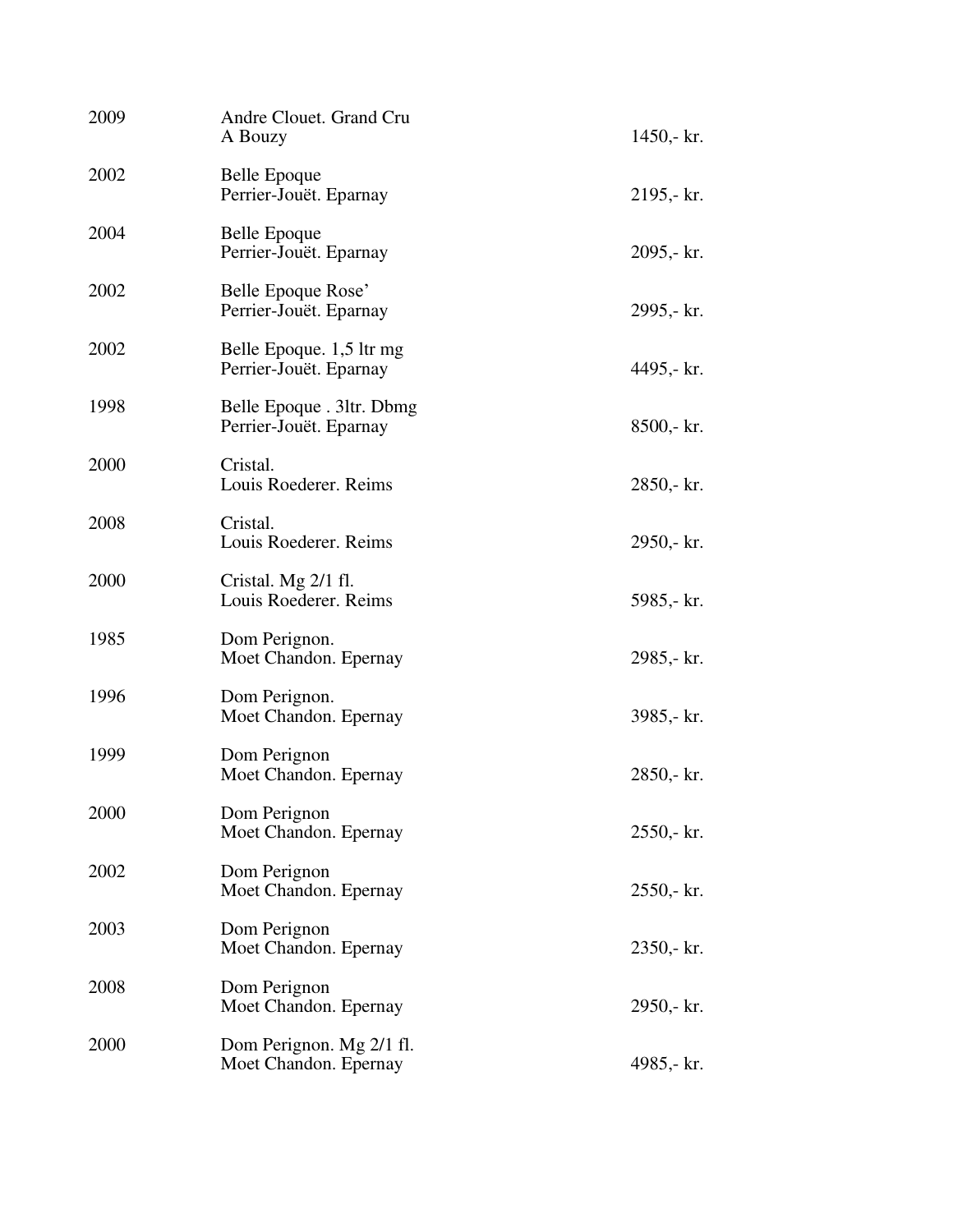| | | |
|---|---|---|
| 2009 | Andre Clouet. Grand Cru<br>A Bouzy | 1450,- kr. |
| 2002 | Belle Epoque<br>Perrier-Jouët. Eparnay | 2195,- kr. |
| 2004 | Belle Epoque<br>Perrier-Jouët. Eparnay | 2095,- kr. |
| 2002 | Belle Epoque Rose'<br>Perrier-Jouët. Eparnay | 2995,- kr. |
| 2002 | Belle Epoque. 1,5 ltr mg<br>Perrier-Jouët. Eparnay | 4495,- kr. |
| 1998 | Belle Epoque . 3ltr. Dbmg<br>Perrier-Jouët. Eparnay | 8500,- kr. |
| 2000 | Cristal.<br>Louis Roederer. Reims | 2850,- kr. |
| 2008 | Cristal.<br>Louis Roederer. Reims | 2950,- kr. |
| 2000 | Cristal. Mg 2/1 fl.<br>Louis Roederer. Reims | 5985,- kr. |
| 1985 | Dom Perignon.<br>Moet Chandon. Epernay | 2985,- kr. |
| 1996 | Dom Perignon.<br>Moet Chandon. Epernay | 3985,- kr. |
| 1999 | Dom Perignon<br>Moet Chandon. Epernay | 2850,- kr. |
| 2000 | Dom Perignon<br>Moet Chandon. Epernay | 2550,- kr. |
| 2002 | Dom Perignon<br>Moet Chandon. Epernay | 2550,- kr. |
| 2003 | Dom Perignon<br>Moet Chandon. Epernay | 2350,- kr. |
| 2008 | Dom Perignon<br>Moet Chandon. Epernay | 2950,- kr. |
| 2000 | Dom Perignon. Mg 2/1 fl.<br>Moet Chandon. Epernay | 4985,- kr. |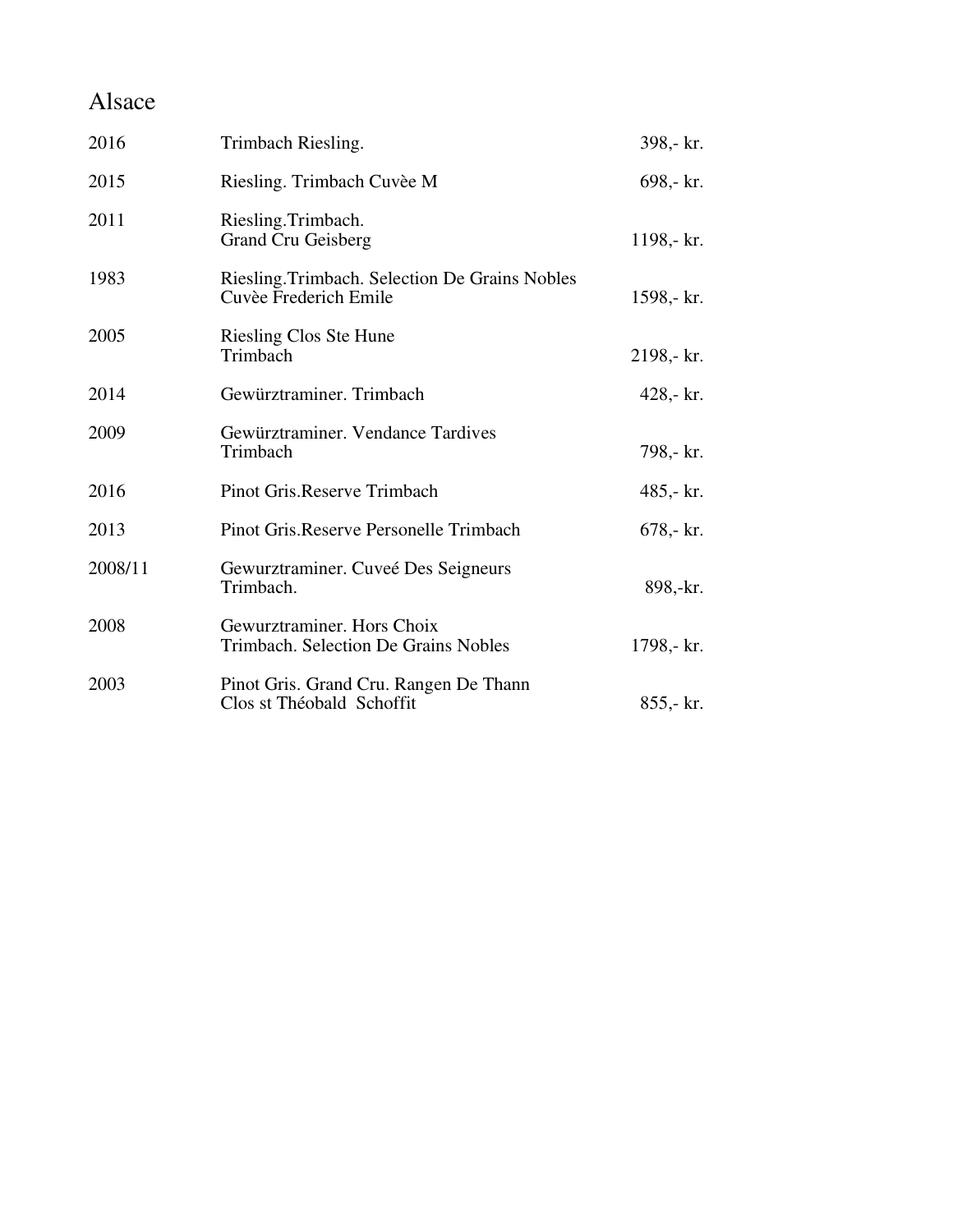# Alsace

| | | |
|---|---|---|
| 2016 | Trimbach Riesling. | 398,- kr. |
| 2015 | Riesling. Trimbach Cuvèe M | 698,- kr. |
| 2011 | Riesling.Trimbach.<br>Grand Cru Geisberg | 1198,- kr. |
| 1983 | Riesling.Trimbach. Selection De Grains Nobles<br>Cuvèe Frederich Emile | 1598,- kr. |
| 2005 | Riesling Clos Ste Hune<br>Trimbach | 2198,- kr. |
| 2014 | Gewürztraminer. Trimbach | 428,- kr. |
| 2009 | Gewürztraminer. Vendance Tardives<br>Trimbach | 798,- kr. |
| 2016 | Pinot Gris.Reserve Trimbach | 485,- kr. |
| 2013 | Pinot Gris.Reserve Personelle Trimbach | 678,- kr. |
| 2008/11 | Gewurztraminer. Cuveé Des Seigneurs<br>Trimbach. | 898,-kr. |
| 2008 | Gewurztraminer. Hors Choix<br>Trimbach. Selection De Grains Nobles | 1798,- kr. |
| 2003 | Pinot Gris. Grand Cru. Rangen De Thann<br>Clos st Théobald Schoffit | 855,- kr. |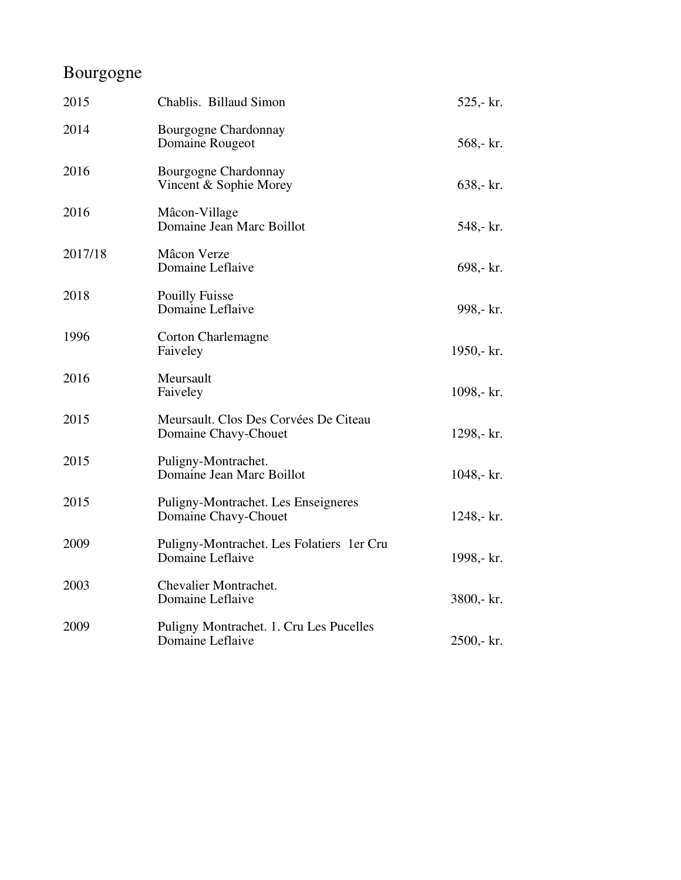# Bourgogne

| Year | Wine | Price |
|---|---|---|
| 2015 | Chablis. Billaud Simon | 525,- kr. |
| 2014 | Bourgogne Chardonnay<br>Domaine Rougeot | 568,- kr. |
| 2016 | Bourgogne Chardonnay<br>Vincent & Sophie Morey | 638,- kr. |
| 2016 | Mâcon-Village<br>Domaine Jean Marc Boillot | 548,- kr. |
| 2017/18 | Mâcon Verze<br>Domaine Leflaive | 698,- kr. |
| 2018 | Pouilly Fuisse<br>Domaine Leflaive | 998,- kr. |
| 1996 | Corton Charlemagne<br>Faiveley | 1950,- kr. |
| 2016 | Meursault<br>Faiveley | 1098,- kr. |
| 2015 | Meursault. Clos Des Corvées De Citeau<br>Domaine Chavy-Chouet | 1298,- kr. |
| 2015 | Puligny-Montrachet.<br>Domaine Jean Marc Boillot | 1048,- kr. |
| 2015 | Puligny-Montrachet. Les Enseigneres<br>Domaine Chavy-Chouet | 1248,- kr. |
| 2009 | Puligny-Montrachet. Les Folatiers 1er Cru<br>Domaine Leflaive | 1998,- kr. |
| 2003 | Chevalier Montrachet.<br>Domaine Leflaive | 3800,- kr. |
| 2009 | Puligny Montrachet. 1. Cru Les Pucelles<br>Domaine Leflaive | 2500,- kr. |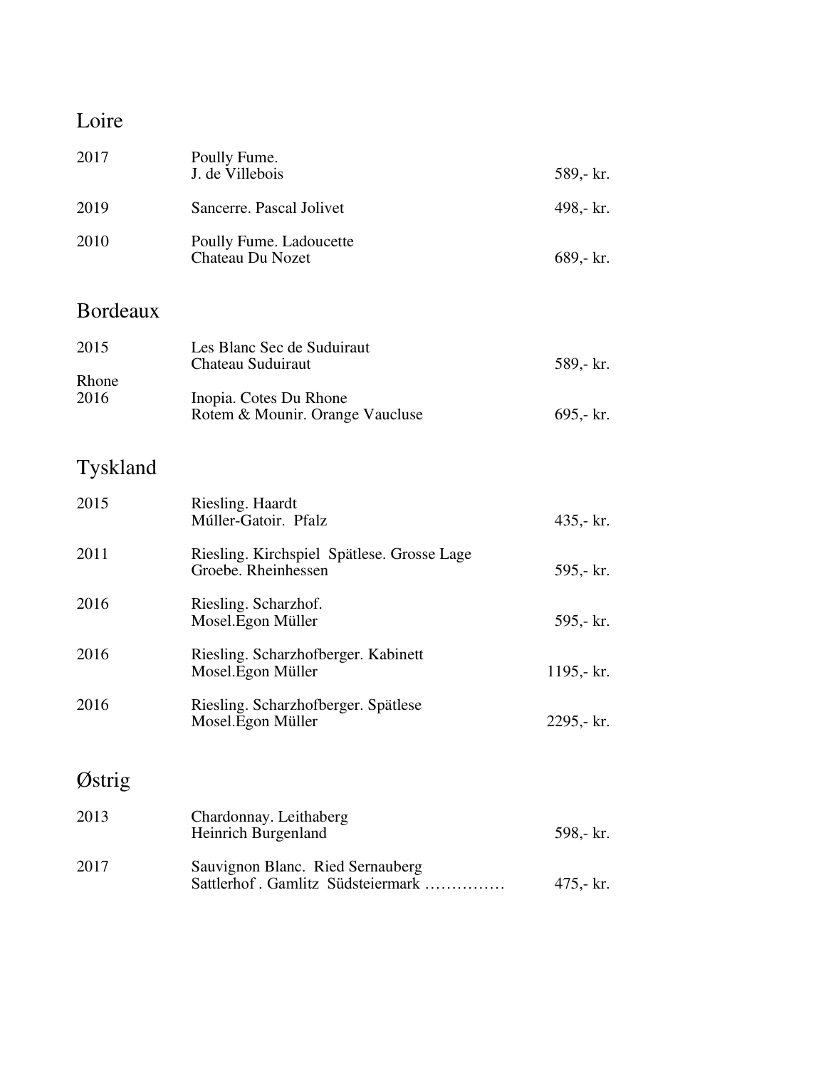## Loire

| | | |
|---|---|---|
| 2017 | Poully Fume.<br>J. de Villebois | 589,- kr. |
| 2019 | Sancerre. Pascal Jolivet | 498,- kr. |
| 2010 | Poully Fume. Ladoucette<br>Chateau Du Nozet | 689,- kr. |

## Bordeaux

| | | |
|---|---|---|
| 2015 | Les Blanc Sec de Suduiraut<br>Chateau Suduiraut | 589,- kr. |

Rhone

| | | |
|---|---|---|
| 2016 | Inopia. Cotes Du Rhone<br>Rotem & Mounir. Orange Vaucluse | 695,- kr. |

## Tyskland

| | | |
|---|---|---|
| 2015 | Riesling. Haardt<br>Múller-Gatoir. Pfalz | 435,- kr. |
| 2011 | Riesling. Kirchspiel Spätlese. Grosse Lage<br>Groebe. Rheinhessen | 595,- kr. |
| 2016 | Riesling. Scharzhof.<br>Mosel.Egon Müller | 595,- kr. |
| 2016 | Riesling. Scharzhofberger. Kabinett<br>Mosel.Egon Müller | 1195,- kr. |
| 2016 | Riesling. Scharzhofberger. Spätlese<br>Mosel.Egon Müller | 2295,- kr. |

## Østrig

| | | |
|---|---|---|
| 2013 | Chardonnay. Leithaberg<br>Heinrich Burgenland | 598,- kr. |
| 2017 | Sauvignon Blanc. Ried Sernauberg<br>Sattlerhof . Gamlitz Südsteiermark …………… | 475,- kr. |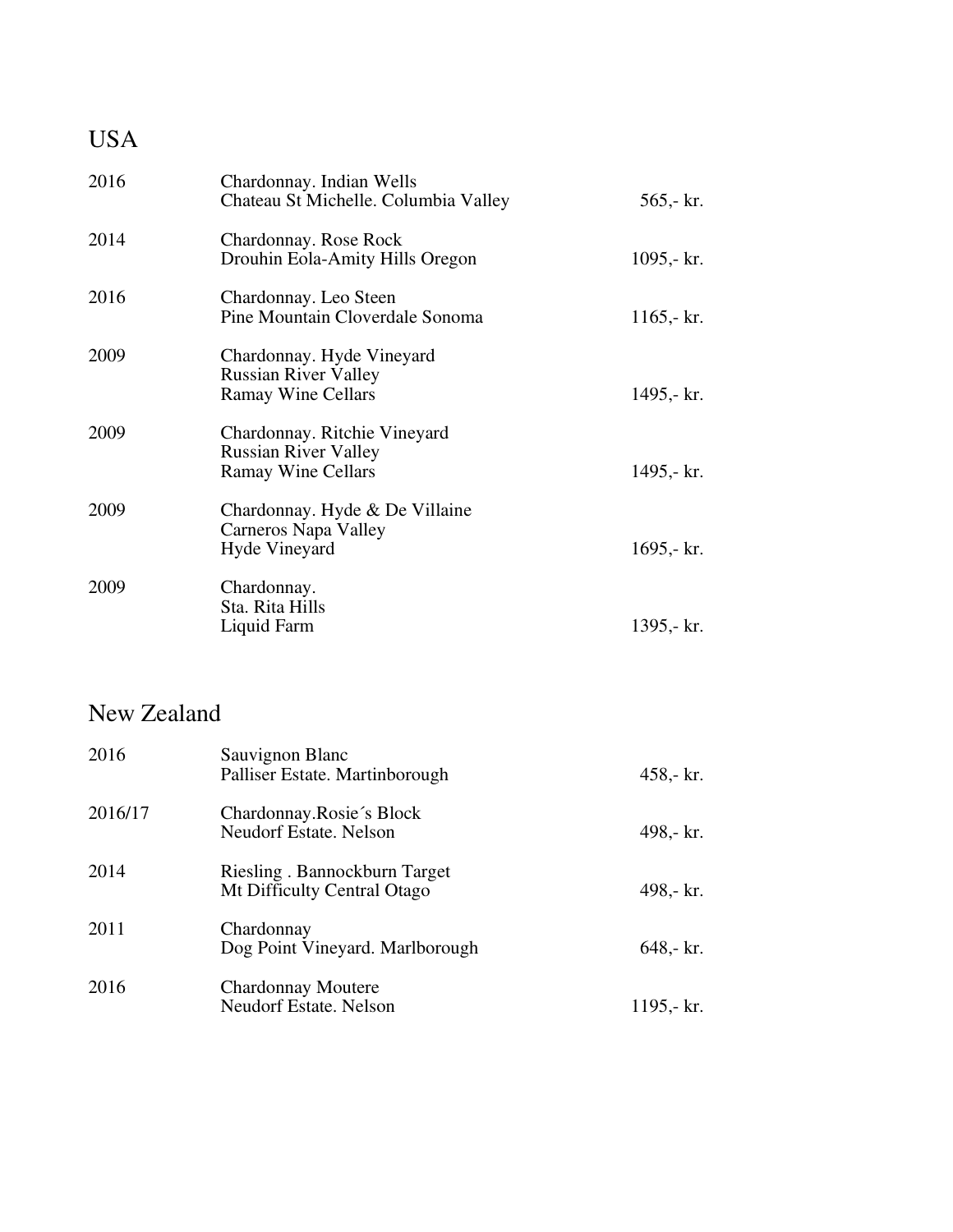## USA

| | | |
|---|---|---|
| 2016 | Chardonnay. Indian Wells<br>Chateau St Michelle. Columbia Valley | 565,- kr. |
| 2014 | Chardonnay. Rose Rock<br>Drouhin Eola-Amity Hills Oregon | 1095,- kr. |
| 2016 | Chardonnay. Leo Steen<br>Pine Mountain Cloverdale Sonoma | 1165,- kr. |
| 2009 | Chardonnay. Hyde Vineyard<br>Russian River Valley<br>Ramay Wine Cellars | 1495,- kr. |
| 2009 | Chardonnay. Ritchie Vineyard<br>Russian River Valley<br>Ramay Wine Cellars | 1495,- kr. |
| 2009 | Chardonnay. Hyde & De Villaine<br>Carneros Napa Valley<br>Hyde Vineyard | 1695,- kr. |
| 2009 | Chardonnay.<br>Sta. Rita Hills<br>Liquid Farm | 1395,- kr. |

## New Zealand

| | | |
|---|---|---|
| 2016 | Sauvignon Blanc<br>Palliser Estate. Martinborough | 458,- kr. |
| 2016/17 | Chardonnay.Rosie´s Block<br>Neudorf Estate. Nelson | 498,- kr. |
| 2014 | Riesling . Bannockburn Target<br>Mt Difficulty Central Otago | 498,- kr. |
| 2011 | Chardonnay<br>Dog Point Vineyard. Marlborough | 648,- kr. |
| 2016 | Chardonnay Moutere<br>Neudorf Estate. Nelson | 1195,- kr. |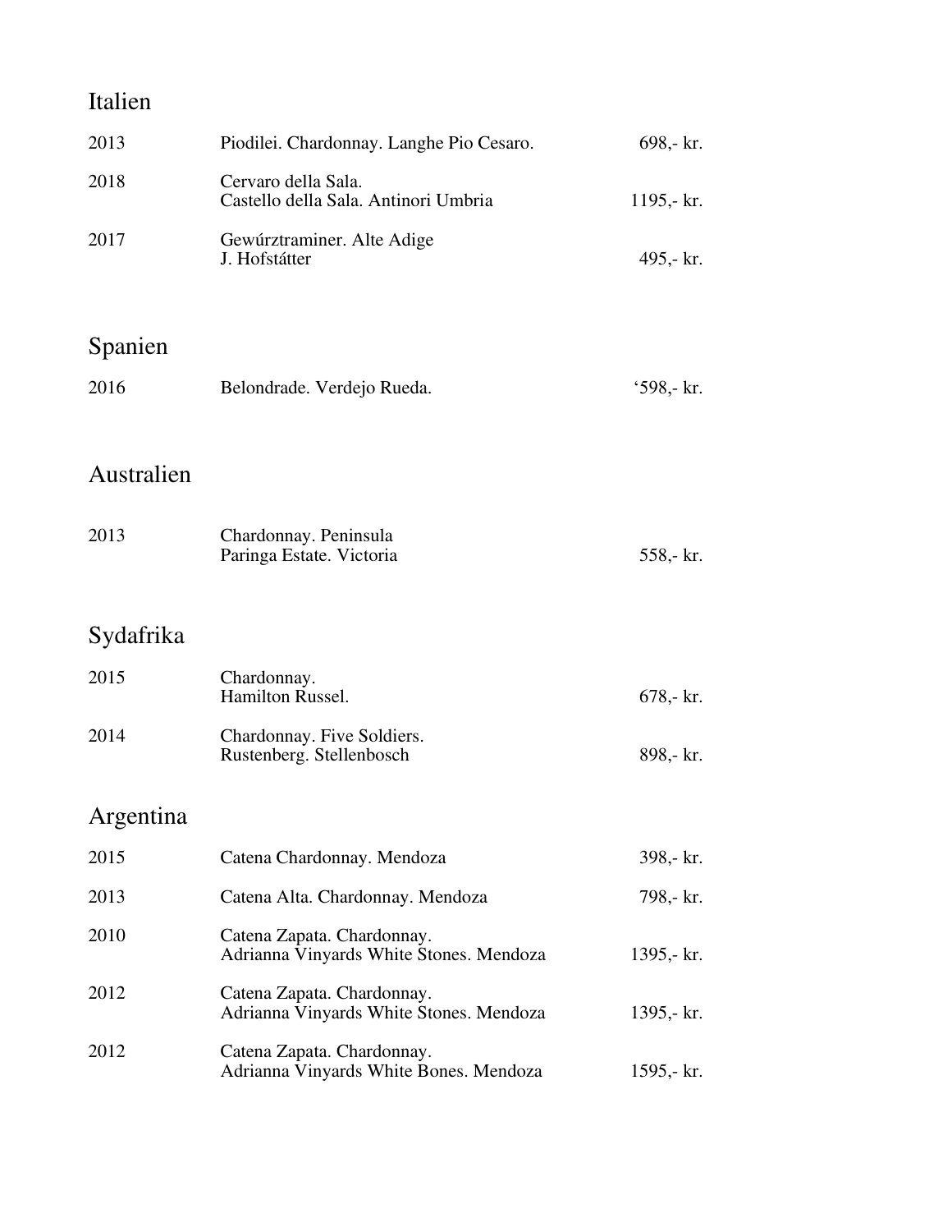## Italien

| | | |
|---|---|---|
| 2013 | Piodilei. Chardonnay. Langhe Pio Cesaro. | 698,- kr. |
| 2018 | Cervaro della Sala.<br>Castello della Sala. Antinori Umbria | 1195,- kr. |
| 2017 | Gewúrztraminer. Alte Adige<br>J. Hofstátter | 495,- kr. |

## Spanien

| | | |
|---|---|---|
| 2016 | Belondrade. Verdejo Rueda. | ‘598,- kr. |

## Australien

| | | |
|---|---|---|
| 2013 | Chardonnay. Peninsula<br>Paringa Estate. Victoria | 558,- kr. |

## Sydafrika

| | | |
|---|---|---|
| 2015 | Chardonnay.<br>Hamilton Russel. | 678,- kr. |
| 2014 | Chardonnay. Five Soldiers.<br>Rustenberg. Stellenbosch | 898,- kr. |

## Argentina

| | | |
|---|---|---|
| 2015 | Catena Chardonnay. Mendoza | 398,- kr. |
| 2013 | Catena Alta. Chardonnay. Mendoza | 798,- kr. |
| 2010 | Catena Zapata. Chardonnay.<br>Adrianna Vinyards White Stones. Mendoza | 1395,- kr. |
| 2012 | Catena Zapata. Chardonnay.<br>Adrianna Vinyards White Stones. Mendoza | 1395,- kr. |
| 2012 | Catena Zapata. Chardonnay.<br>Adrianna Vinyards White Bones. Mendoza | 1595,- kr. |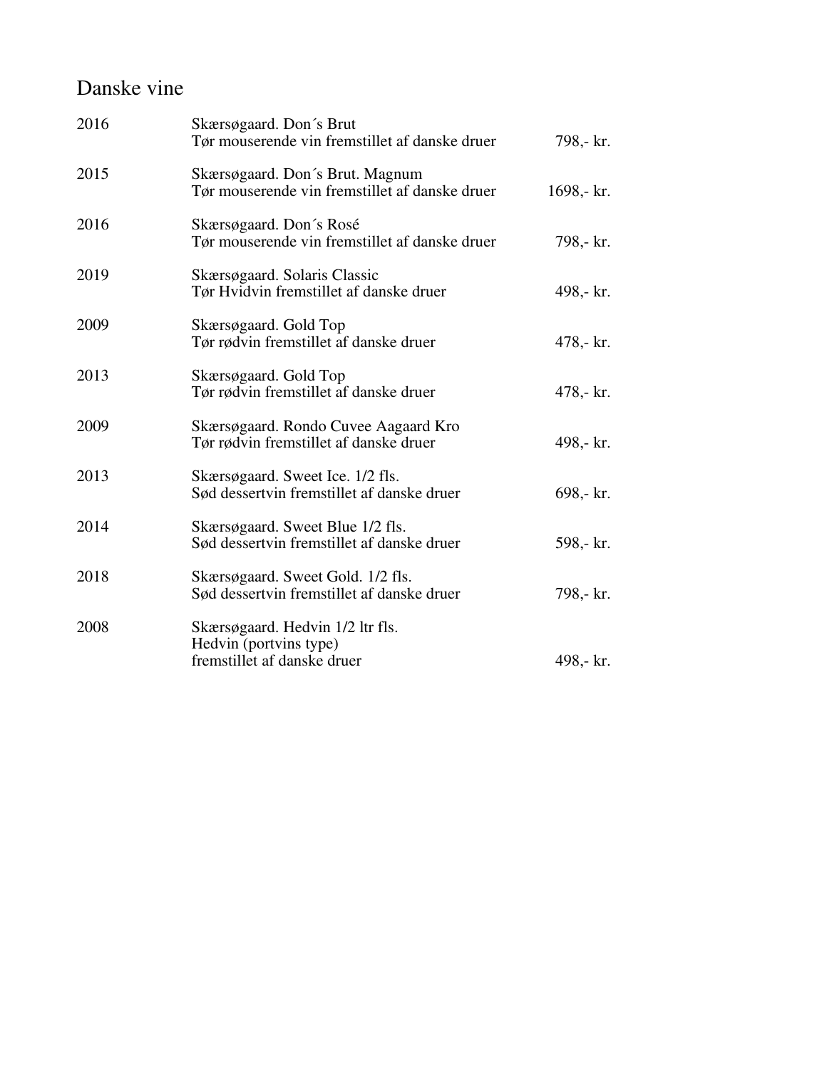# Danske vine

| | | |
|---|---|---|
| 2016 | Skærsøgaard. Don´s Brut<br>Tør mouserende vin fremstillet af danske druer | 798,- kr. |
| 2015 | Skærsøgaard. Don´s Brut. Magnum<br>Tør mouserende vin fremstillet af danske druer | 1698,- kr. |
| 2016 | Skærsøgaard. Don´s Rosé<br>Tør mouserende vin fremstillet af danske druer | 798,- kr. |
| 2019 | Skærsøgaard. Solaris Classic<br>Tør Hvidvin fremstillet af danske druer | 498,- kr. |
| 2009 | Skærsøgaard. Gold Top<br>Tør rødvin fremstillet af danske druer | 478,- kr. |
| 2013 | Skærsøgaard. Gold Top<br>Tør rødvin fremstillet af danske druer | 478,- kr. |
| 2009 | Skærsøgaard. Rondo Cuvee Aagaard Kro<br>Tør rødvin fremstillet af danske druer | 498,- kr. |
| 2013 | Skærsøgaard. Sweet Ice. 1/2 fls.<br>Sød dessertvin fremstillet af danske druer | 698,- kr. |
| 2014 | Skærsøgaard. Sweet Blue 1/2 fls.<br>Sød dessertvin fremstillet af danske druer | 598,- kr. |
| 2018 | Skærsøgaard. Sweet Gold. 1/2 fls.<br>Sød dessertvin fremstillet af danske druer | 798,- kr. |
| 2008 | Skærsøgaard. Hedvin 1/2 ltr fls.<br>Hedvin (portvins type)<br>fremstillet af danske druer | 498,- kr. |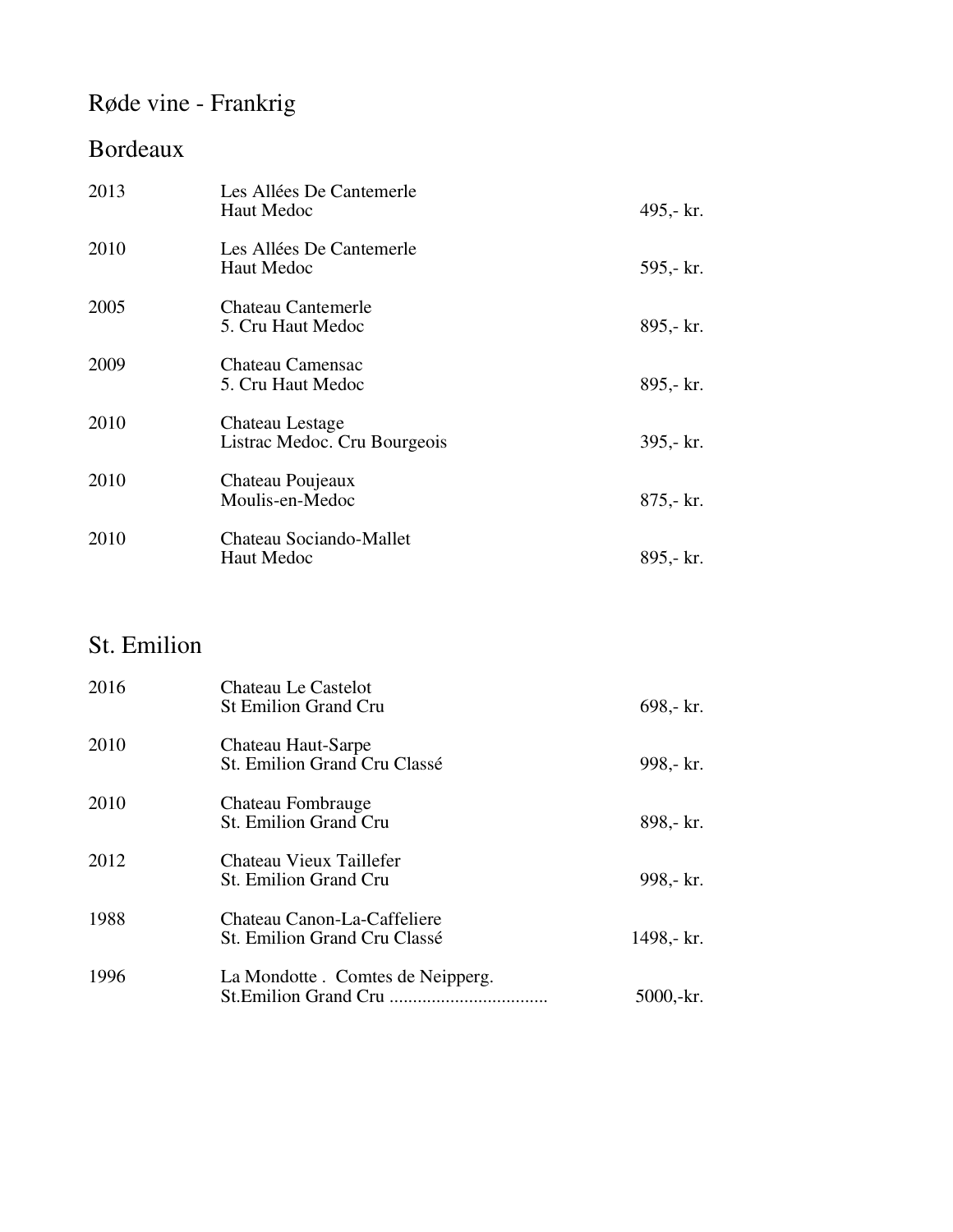# Røde vine - Frankrig

## Bordeaux

| | | |
|---|---|---|
| 2013 | Les Allées De Cantemerle<br>Haut Medoc | 495,- kr. |
| 2010 | Les Allées De Cantemerle<br>Haut Medoc | 595,- kr. |
| 2005 | Chateau Cantemerle<br>5. Cru Haut Medoc | 895,- kr. |
| 2009 | Chateau Camensac<br>5. Cru Haut Medoc | 895,- kr. |
| 2010 | Chateau Lestage<br>Listrac Medoc. Cru Bourgeois | 395,- kr. |
| 2010 | Chateau Poujeaux<br>Moulis-en-Medoc | 875,- kr. |
| 2010 | Chateau Sociando-Mallet<br>Haut Medoc | 895,- kr. |

## St. Emilion

| | | |
|---|---|---|
| 2016 | Chateau Le Castelot<br>St Emilion Grand Cru | 698,- kr. |
| 2010 | Chateau Haut-Sarpe<br>St. Emilion Grand Cru Classé | 998,- kr. |
| 2010 | Chateau Fombrauge<br>St. Emilion Grand Cru | 898,- kr. |
| 2012 | Chateau Vieux Taillefer<br>St. Emilion Grand Cru | 998,- kr. |
| 1988 | Chateau Canon-La-Caffeliere<br>St. Emilion Grand Cru Classé | 1498,- kr. |
| 1996 | La Mondotte . Comtes de Neipperg.<br>St.Emilion Grand Cru .................................. | 5000,-kr. |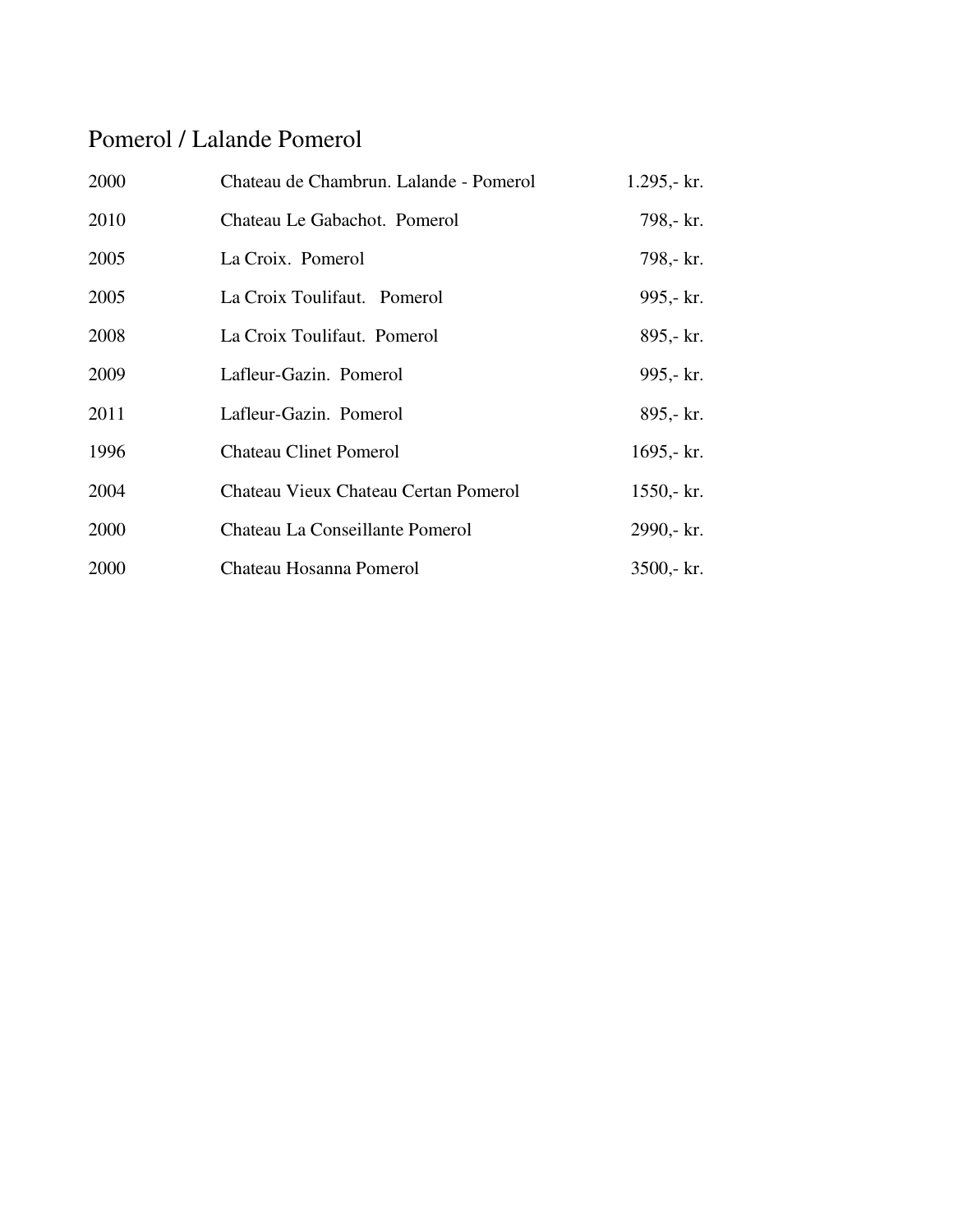## Pomerol / Lalande Pomerol

| | | |
|---|---|---|
| 2000 | Chateau de Chambrun. Lalande - Pomerol | 1.295,- kr. |
| 2010 | Chateau Le Gabachot. Pomerol | 798,- kr. |
| 2005 | La Croix. Pomerol | 798,- kr. |
| 2005 | La Croix Toulifaut. Pomerol | 995,- kr. |
| 2008 | La Croix Toulifaut. Pomerol | 895,- kr. |
| 2009 | Lafleur-Gazin. Pomerol | 995,- kr. |
| 2011 | Lafleur-Gazin. Pomerol | 895,- kr. |
| 1996 | Chateau Clinet Pomerol | 1695,- kr. |
| 2004 | Chateau Vieux Chateau Certan Pomerol | 1550,- kr. |
| 2000 | Chateau La Conseillante Pomerol | 2990,- kr. |
| 2000 | Chateau Hosanna Pomerol | 3500,- kr. |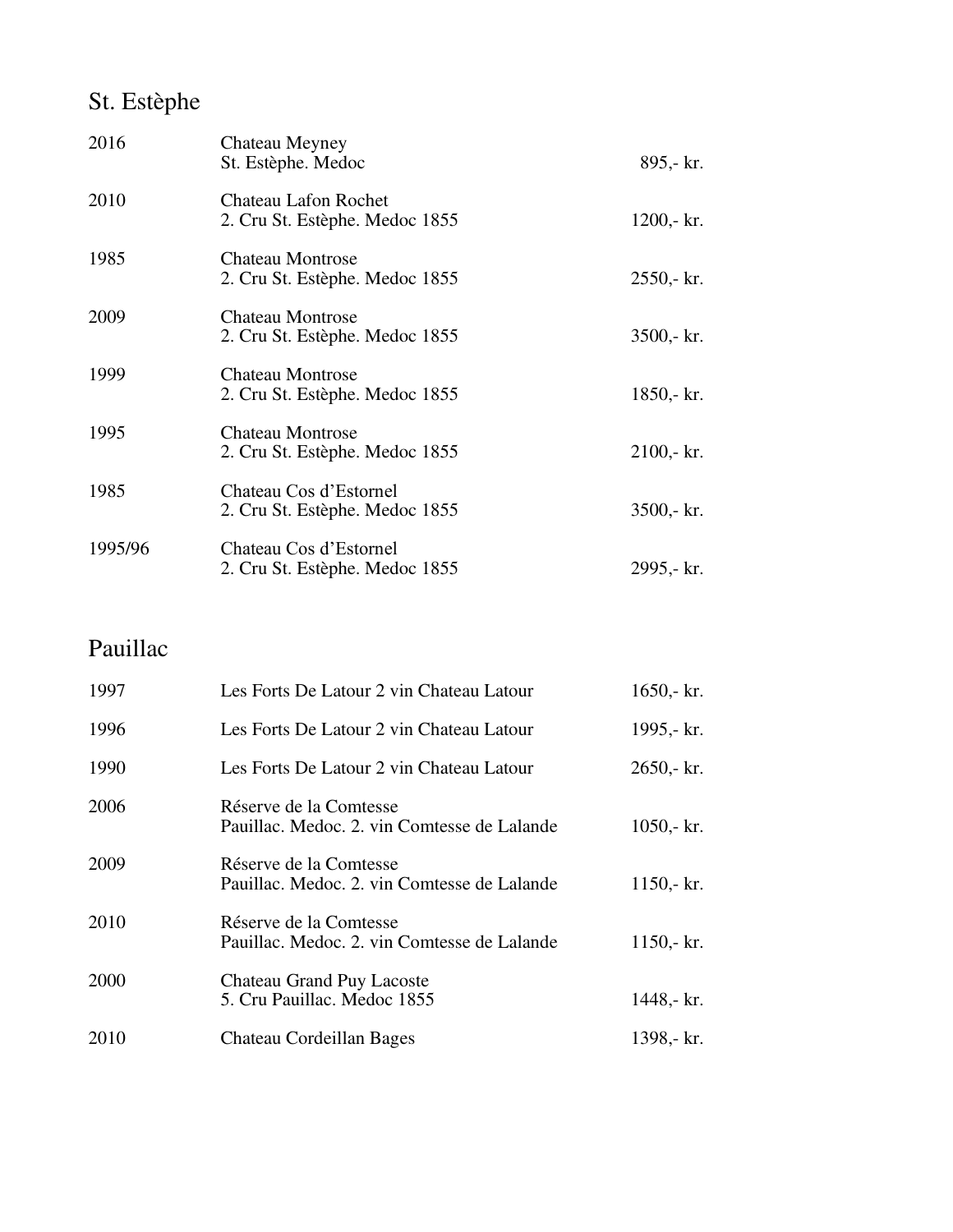# St. Estèphe

| | | |
|---|---|---|
| 2016 | Chateau Meyney<br>St. Estèphe. Medoc | 895,- kr. |
| 2010 | Chateau Lafon Rochet<br>2. Cru St. Estèphe. Medoc 1855 | 1200,- kr. |
| 1985 | Chateau Montrose<br>2. Cru St. Estèphe. Medoc 1855 | 2550,- kr. |
| 2009 | Chateau Montrose<br>2. Cru St. Estèphe. Medoc 1855 | 3500,- kr. |
| 1999 | Chateau Montrose<br>2. Cru St. Estèphe. Medoc 1855 | 1850,- kr. |
| 1995 | Chateau Montrose<br>2. Cru St. Estèphe. Medoc 1855 | 2100,- kr. |
| 1985 | Chateau Cos d'Estornel<br>2. Cru St. Estèphe. Medoc 1855 | 3500,- kr. |
| 1995/96 | Chateau Cos d'Estornel<br>2. Cru St. Estèphe. Medoc 1855 | 2995,- kr. |

# Pauillac

| | | |
|---|---|---|
| 1997 | Les Forts De Latour 2 vin Chateau Latour | 1650,- kr. |
| 1996 | Les Forts De Latour 2 vin Chateau Latour | 1995,- kr. |
| 1990 | Les Forts De Latour 2 vin Chateau Latour | 2650,- kr. |
| 2006 | Réserve de la Comtesse<br>Pauillac. Medoc. 2. vin Comtesse de Lalande | 1050,- kr. |
| 2009 | Réserve de la Comtesse<br>Pauillac. Medoc. 2. vin Comtesse de Lalande | 1150,- kr. |
| 2010 | Réserve de la Comtesse<br>Pauillac. Medoc. 2. vin Comtesse de Lalande | 1150,- kr. |
| 2000 | Chateau Grand Puy Lacoste<br>5. Cru Pauillac. Medoc 1855 | 1448,- kr. |
| 2010 | Chateau Cordeillan Bages | 1398,- kr. |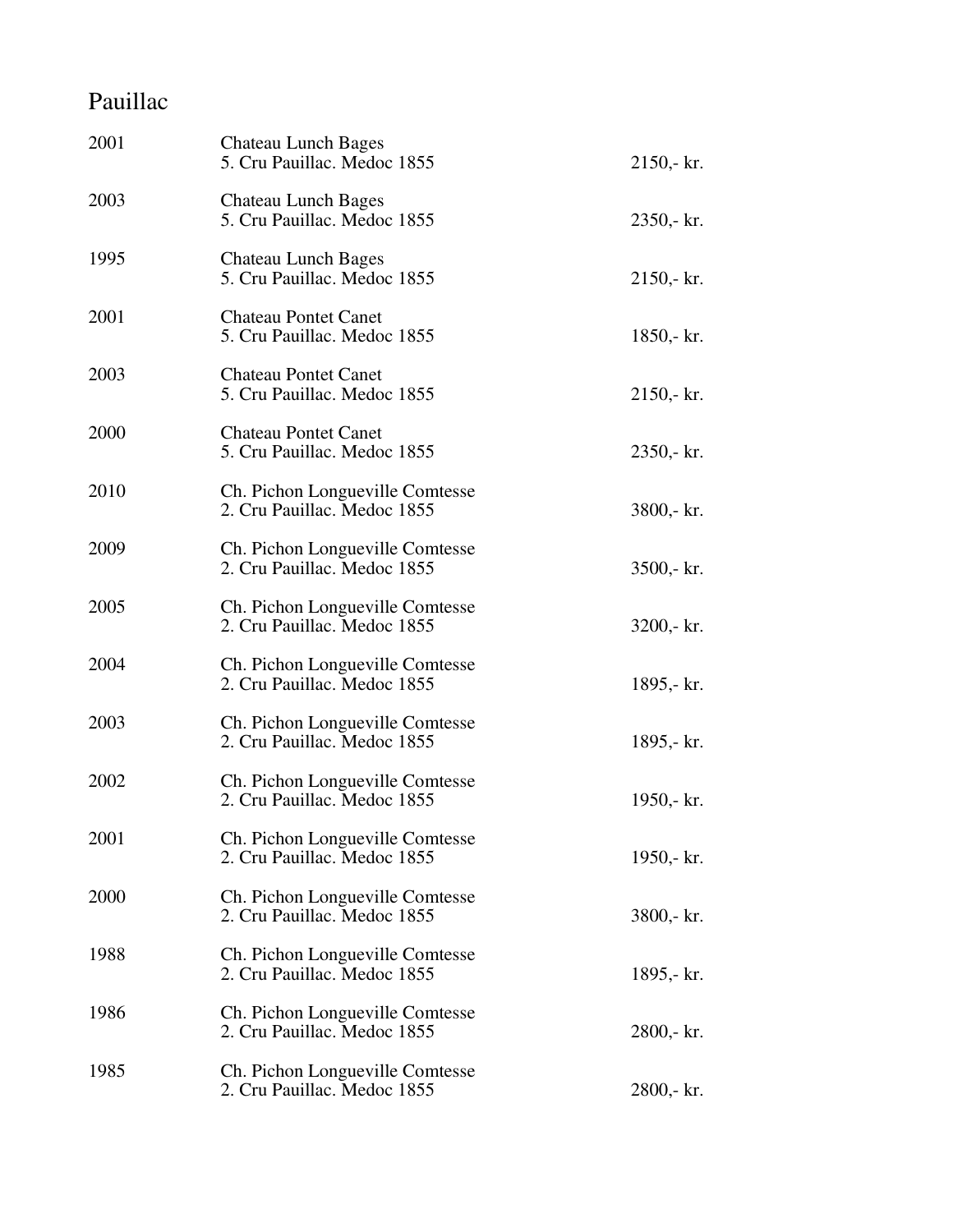# Pauillac

| | | |
|---|---|---|
| 2001 | Chateau Lunch Bages<br>5. Cru Pauillac. Medoc 1855 | 2150,- kr. |
| 2003 | Chateau Lunch Bages<br>5. Cru Pauillac. Medoc 1855 | 2350,- kr. |
| 1995 | Chateau Lunch Bages<br>5. Cru Pauillac. Medoc 1855 | 2150,- kr. |
| 2001 | Chateau Pontet Canet<br>5. Cru Pauillac. Medoc 1855 | 1850,- kr. |
| 2003 | Chateau Pontet Canet<br>5. Cru Pauillac. Medoc 1855 | 2150,- kr. |
| 2000 | Chateau Pontet Canet<br>5. Cru Pauillac. Medoc 1855 | 2350,- kr. |
| 2010 | Ch. Pichon Longueville Comtesse<br>2. Cru Pauillac. Medoc 1855 | 3800,- kr. |
| 2009 | Ch. Pichon Longueville Comtesse<br>2. Cru Pauillac. Medoc 1855 | 3500,- kr. |
| 2005 | Ch. Pichon Longueville Comtesse<br>2. Cru Pauillac. Medoc 1855 | 3200,- kr. |
| 2004 | Ch. Pichon Longueville Comtesse<br>2. Cru Pauillac. Medoc 1855 | 1895,- kr. |
| 2003 | Ch. Pichon Longueville Comtesse<br>2. Cru Pauillac. Medoc 1855 | 1895,- kr. |
| 2002 | Ch. Pichon Longueville Comtesse<br>2. Cru Pauillac. Medoc 1855 | 1950,- kr. |
| 2001 | Ch. Pichon Longueville Comtesse<br>2. Cru Pauillac. Medoc 1855 | 1950,- kr. |
| 2000 | Ch. Pichon Longueville Comtesse<br>2. Cru Pauillac. Medoc 1855 | 3800,- kr. |
| 1988 | Ch. Pichon Longueville Comtesse<br>2. Cru Pauillac. Medoc 1855 | 1895,- kr. |
| 1986 | Ch. Pichon Longueville Comtesse<br>2. Cru Pauillac. Medoc 1855 | 2800,- kr. |
| 1985 | Ch. Pichon Longueville Comtesse<br>2. Cru Pauillac. Medoc 1855 | 2800,- kr. |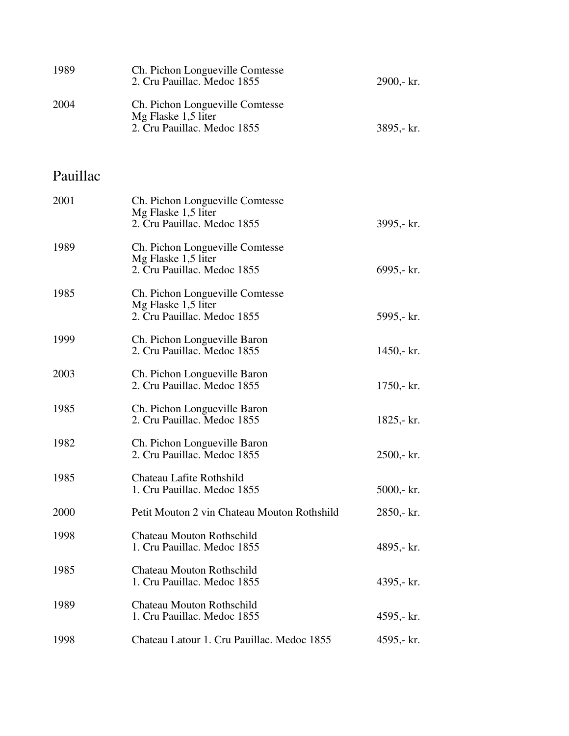| | | |
|---|---|---|
| 1989 | Ch. Pichon Longueville Comtesse<br>2. Cru Pauillac. Medoc 1855 | 2900,- kr. |
| 2004 | Ch. Pichon Longueville Comtesse<br>Mg Flaske 1,5 liter<br>2. Cru Pauillac. Medoc 1855 | 3895,- kr. |

## Pauillac

| | | |
|---|---|---|
| 2001 | Ch. Pichon Longueville Comtesse<br>Mg Flaske 1,5 liter<br>2. Cru Pauillac. Medoc 1855 | 3995,- kr. |
| 1989 | Ch. Pichon Longueville Comtesse<br>Mg Flaske 1,5 liter<br>2. Cru Pauillac. Medoc 1855 | 6995,- kr. |
| 1985 | Ch. Pichon Longueville Comtesse<br>Mg Flaske 1,5 liter<br>2. Cru Pauillac. Medoc 1855 | 5995,- kr. |
| 1999 | Ch. Pichon Longueville Baron<br>2. Cru Pauillac. Medoc 1855 | 1450,- kr. |
| 2003 | Ch. Pichon Longueville Baron<br>2. Cru Pauillac. Medoc 1855 | 1750,- kr. |
| 1985 | Ch. Pichon Longueville Baron<br>2. Cru Pauillac. Medoc 1855 | 1825,- kr. |
| 1982 | Ch. Pichon Longueville Baron<br>2. Cru Pauillac. Medoc 1855 | 2500,- kr. |
| 1985 | Chateau Lafite Rothshild<br>1. Cru Pauillac. Medoc 1855 | 5000,- kr. |
| 2000 | Petit Mouton 2 vin Chateau Mouton Rothshild | 2850,- kr. |
| 1998 | Chateau Mouton Rothschild<br>1. Cru Pauillac. Medoc 1855 | 4895,- kr. |
| 1985 | Chateau Mouton Rothschild<br>1. Cru Pauillac. Medoc 1855 | 4395,- kr. |
| 1989 | Chateau Mouton Rothschild<br>1. Cru Pauillac. Medoc 1855 | 4595,- kr. |
| 1998 | Chateau Latour 1. Cru Pauillac. Medoc 1855 | 4595,- kr. |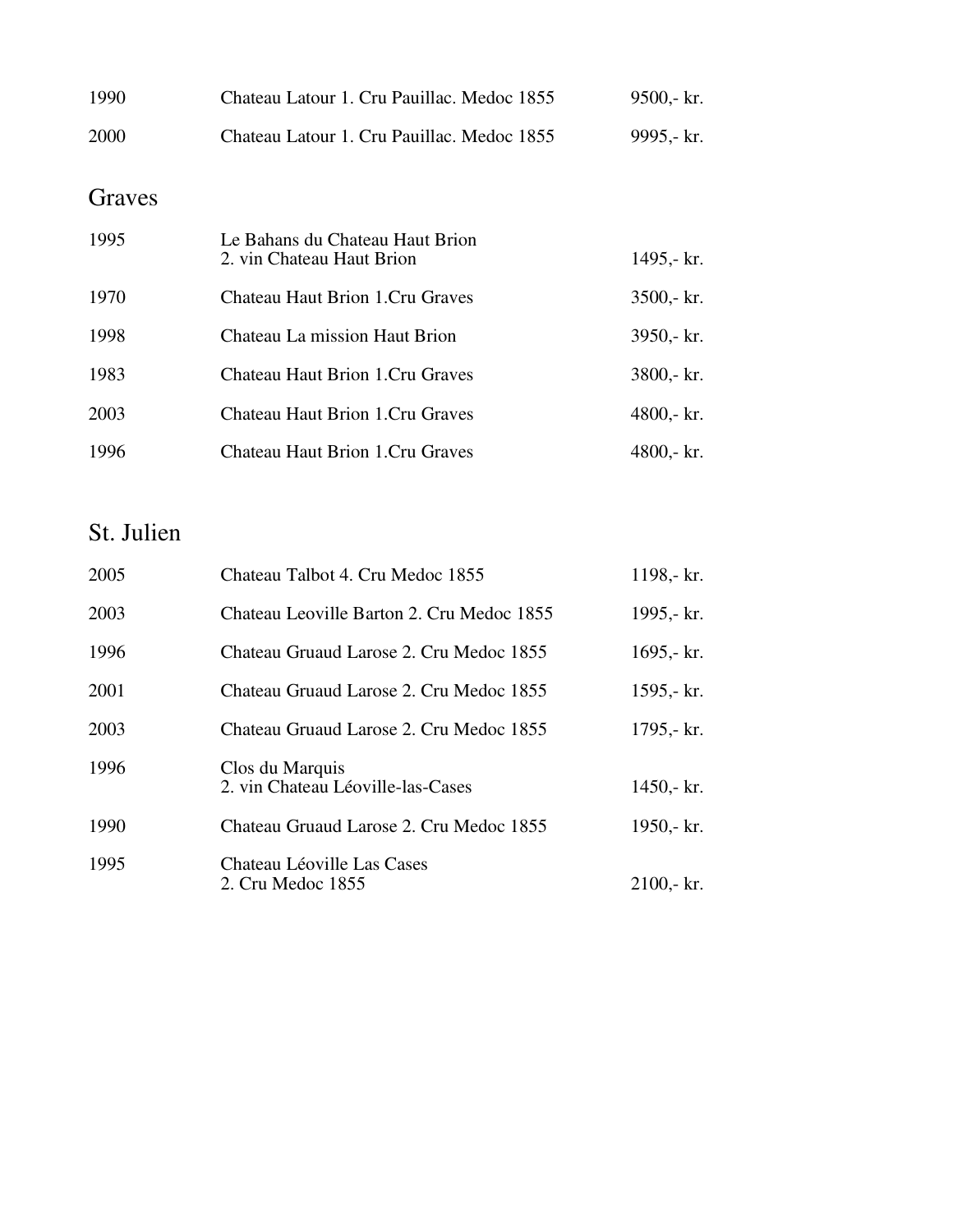| | | |
|---|---|---|
| 1990 | Chateau Latour 1. Cru Pauillac. Medoc 1855 | 9500,- kr. |
| 2000 | Chateau Latour 1. Cru Pauillac. Medoc 1855 | 9995,- kr. |

## Graves

| | | |
|---|---|---|
| 1995 | Le Bahans du Chateau Haut Brion<br>2. vin Chateau Haut Brion | 1495,- kr. |
| 1970 | Chateau Haut Brion 1.Cru Graves | 3500,- kr. |
| 1998 | Chateau La mission Haut Brion | 3950,- kr. |
| 1983 | Chateau Haut Brion 1.Cru Graves | 3800,- kr. |
| 2003 | Chateau Haut Brion 1.Cru Graves | 4800,- kr. |
| 1996 | Chateau Haut Brion 1.Cru Graves | 4800,- kr. |

## St. Julien

| | | |
|---|---|---|
| 2005 | Chateau Talbot 4. Cru Medoc 1855 | 1198,- kr. |
| 2003 | Chateau Leoville Barton 2. Cru Medoc 1855 | 1995,- kr. |
| 1996 | Chateau Gruaud Larose 2. Cru Medoc 1855 | 1695,- kr. |
| 2001 | Chateau Gruaud Larose 2. Cru Medoc 1855 | 1595,- kr. |
| 2003 | Chateau Gruaud Larose 2. Cru Medoc 1855 | 1795,- kr. |
| 1996 | Clos du Marquis<br>2. vin Chateau Léoville-las-Cases | 1450,- kr. |
| 1990 | Chateau Gruaud Larose 2. Cru Medoc 1855 | 1950,- kr. |
| 1995 | Chateau Léoville Las Cases<br>2. Cru Medoc 1855 | 2100,- kr. |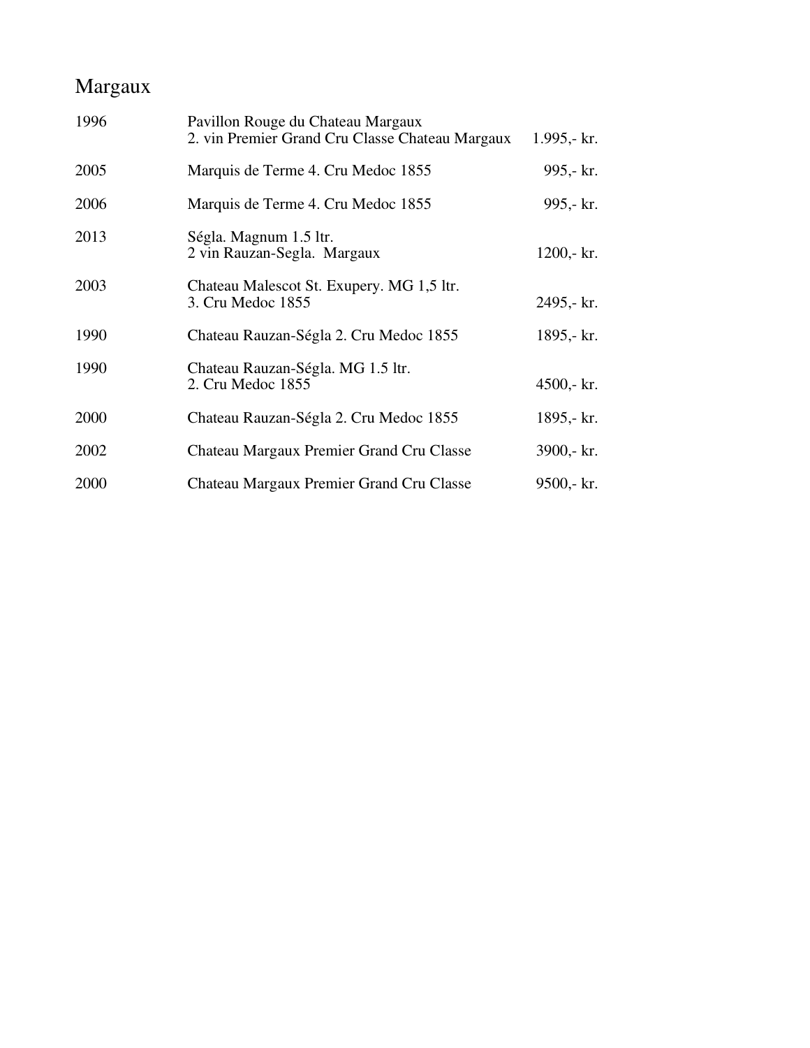# Margaux

| | | |
|---|---|---|
| 1996 | Pavillon Rouge du Chateau Margaux<br>2. vin Premier Grand Cru Classe Chateau Margaux | 1.995,- kr. |
| 2005 | Marquis de Terme 4. Cru Medoc 1855 | 995,- kr. |
| 2006 | Marquis de Terme 4. Cru Medoc 1855 | 995,- kr. |
| 2013 | Ségla. Magnum 1.5 ltr.<br>2 vin Rauzan-Segla. Margaux | 1200,- kr. |
| 2003 | Chateau Malescot St. Exupery. MG 1,5 ltr.<br>3. Cru Medoc 1855 | 2495,- kr. |
| 1990 | Chateau Rauzan-Ségla 2. Cru Medoc 1855 | 1895,- kr. |
| 1990 | Chateau Rauzan-Ségla. MG 1.5 ltr.<br>2. Cru Medoc 1855 | 4500,- kr. |
| 2000 | Chateau Rauzan-Ségla 2. Cru Medoc 1855 | 1895,- kr. |
| 2002 | Chateau Margaux Premier Grand Cru Classe | 3900,- kr. |
| 2000 | Chateau Margaux Premier Grand Cru Classe | 9500,- kr. |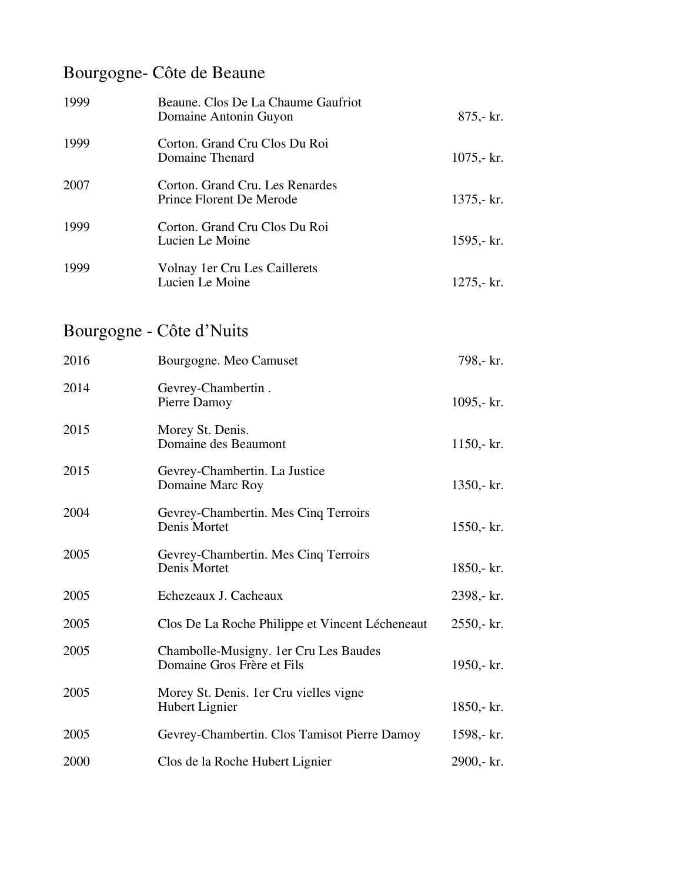## Bourgogne- Côte de Beaune

| Year | Wine | Price |
|---|---|---|
| 1999 | Beaune. Clos De La Chaume Gaufriot<br>Domaine Antonin Guyon | 875,- kr. |
| 1999 | Corton. Grand Cru Clos Du Roi<br>Domaine Thenard | 1075,- kr. |
| 2007 | Corton. Grand Cru. Les Renardes<br>Prince Florent De Merode | 1375,- kr. |
| 1999 | Corton. Grand Cru Clos Du Roi<br>Lucien Le Moine | 1595,- kr. |
| 1999 | Volnay 1er Cru Les Caillerets<br>Lucien Le Moine | 1275,- kr. |

## Bourgogne - Côte d'Nuits

| Year | Wine | Price |
|---|---|---|
| 2016 | Bourgogne. Meo Camuset | 798,- kr. |
| 2014 | Gevrey-Chambertin .<br>Pierre Damoy | 1095,- kr. |
| 2015 | Morey St. Denis.<br>Domaine des Beaumont | 1150,- kr. |
| 2015 | Gevrey-Chambertin. La Justice<br>Domaine Marc Roy | 1350,- kr. |
| 2004 | Gevrey-Chambertin. Mes Cinq Terroirs<br>Denis Mortet | 1550,- kr. |
| 2005 | Gevrey-Chambertin. Mes Cinq Terroirs<br>Denis Mortet | 1850,- kr. |
| 2005 | Echezeaux J. Cacheaux | 2398,- kr. |
| 2005 | Clos De La Roche Philippe et Vincent Lécheneaut | 2550,- kr. |
| 2005 | Chambolle-Musigny. 1er Cru Les Baudes<br>Domaine Gros Frère et Fils | 1950,- kr. |
| 2005 | Morey St. Denis. 1er Cru vielles vigne<br>Hubert Lignier | 1850,- kr. |
| 2005 | Gevrey-Chambertin. Clos Tamisot Pierre Damoy | 1598,- kr. |
| 2000 | Clos de la Roche Hubert Lignier | 2900,- kr. |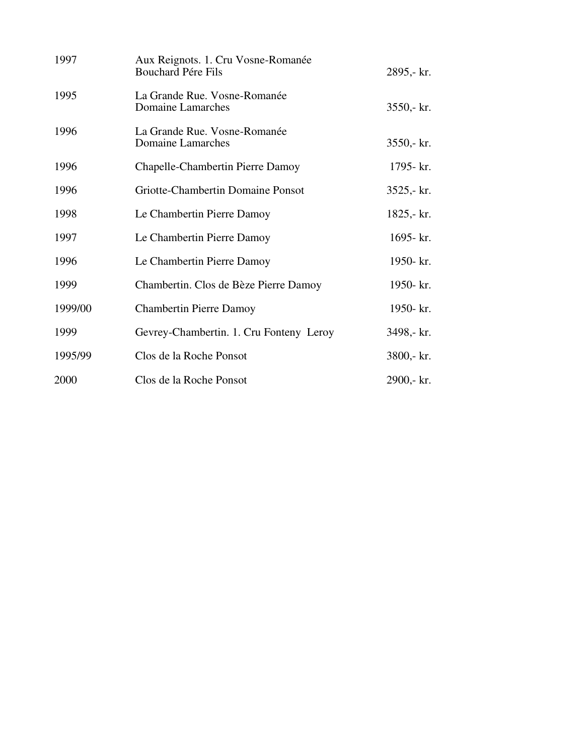| | | |
|---|---|---|
| 1997 | Aux Reignots. 1. Cru Vosne-Romanée<br>Bouchard Pére Fils | 2895,- kr. |
| 1995 | La Grande Rue. Vosne-Romanée<br>Domaine Lamarches | 3550,- kr. |
| 1996 | La Grande Rue. Vosne-Romanée<br>Domaine Lamarches | 3550,- kr. |
| 1996 | Chapelle-Chambertin Pierre Damoy | 1795- kr. |
| 1996 | Griotte-Chambertin Domaine Ponsot | 3525,- kr. |
| 1998 | Le Chambertin Pierre Damoy | 1825,- kr. |
| 1997 | Le Chambertin Pierre Damoy | 1695- kr. |
| 1996 | Le Chambertin Pierre Damoy | 1950- kr. |
| 1999 | Chambertin. Clos de Bèze Pierre Damoy | 1950- kr. |
| 1999/00 | Chambertin Pierre Damoy | 1950- kr. |
| 1999 | Gevrey-Chambertin. 1. Cru Fonteny Leroy | 3498,- kr. |
| 1995/99 | Clos de la Roche Ponsot | 3800,- kr. |
| 2000 | Clos de la Roche Ponsot | 2900,- kr. |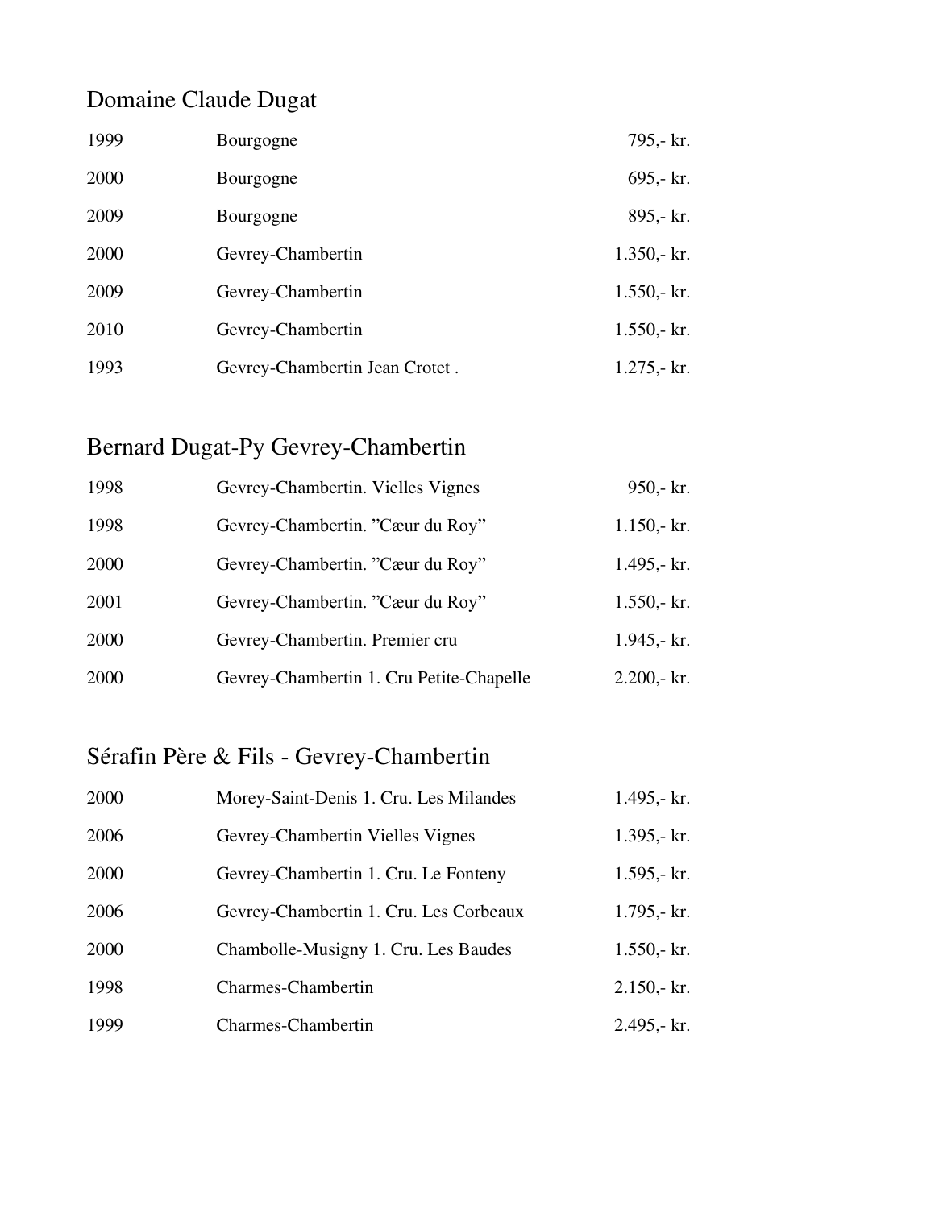## Domaine Claude Dugat

| | | |
|---|---|---|
| 1999 | Bourgogne | 795,- kr. |
| 2000 | Bourgogne | 695,- kr. |
| 2009 | Bourgogne | 895,- kr. |
| 2000 | Gevrey-Chambertin | 1.350,- kr. |
| 2009 | Gevrey-Chambertin | 1.550,- kr. |
| 2010 | Gevrey-Chambertin | 1.550,- kr. |
| 1993 | Gevrey-Chambertin Jean Crotet . | 1.275,- kr. |

## Bernard Dugat-Py Gevrey-Chambertin

| | | |
|---|---|---|
| 1998 | Gevrey-Chambertin. Vielles Vignes | 950,- kr. |
| 1998 | Gevrey-Chambertin. ”Cæur du Roy” | 1.150,- kr. |
| 2000 | Gevrey-Chambertin. ”Cæur du Roy” | 1.495,- kr. |
| 2001 | Gevrey-Chambertin. ”Cæur du Roy” | 1.550,- kr. |
| 2000 | Gevrey-Chambertin. Premier cru | 1.945,- kr. |
| 2000 | Gevrey-Chambertin 1. Cru Petite-Chapelle | 2.200,- kr. |

## Sérafin Père & Fils - Gevrey-Chambertin

| | | |
|---|---|---|
| 2000 | Morey-Saint-Denis 1. Cru. Les Milandes | 1.495,- kr. |
| 2006 | Gevrey-Chambertin Vielles Vignes | 1.395,- kr. |
| 2000 | Gevrey-Chambertin 1. Cru. Le Fonteny | 1.595,- kr. |
| 2006 | Gevrey-Chambertin 1. Cru. Les Corbeaux | 1.795,- kr. |
| 2000 | Chambolle-Musigny 1. Cru. Les Baudes | 1.550,- kr. |
| 1998 | Charmes-Chambertin | 2.150,- kr. |
| 1999 | Charmes-Chambertin | 2.495,- kr. |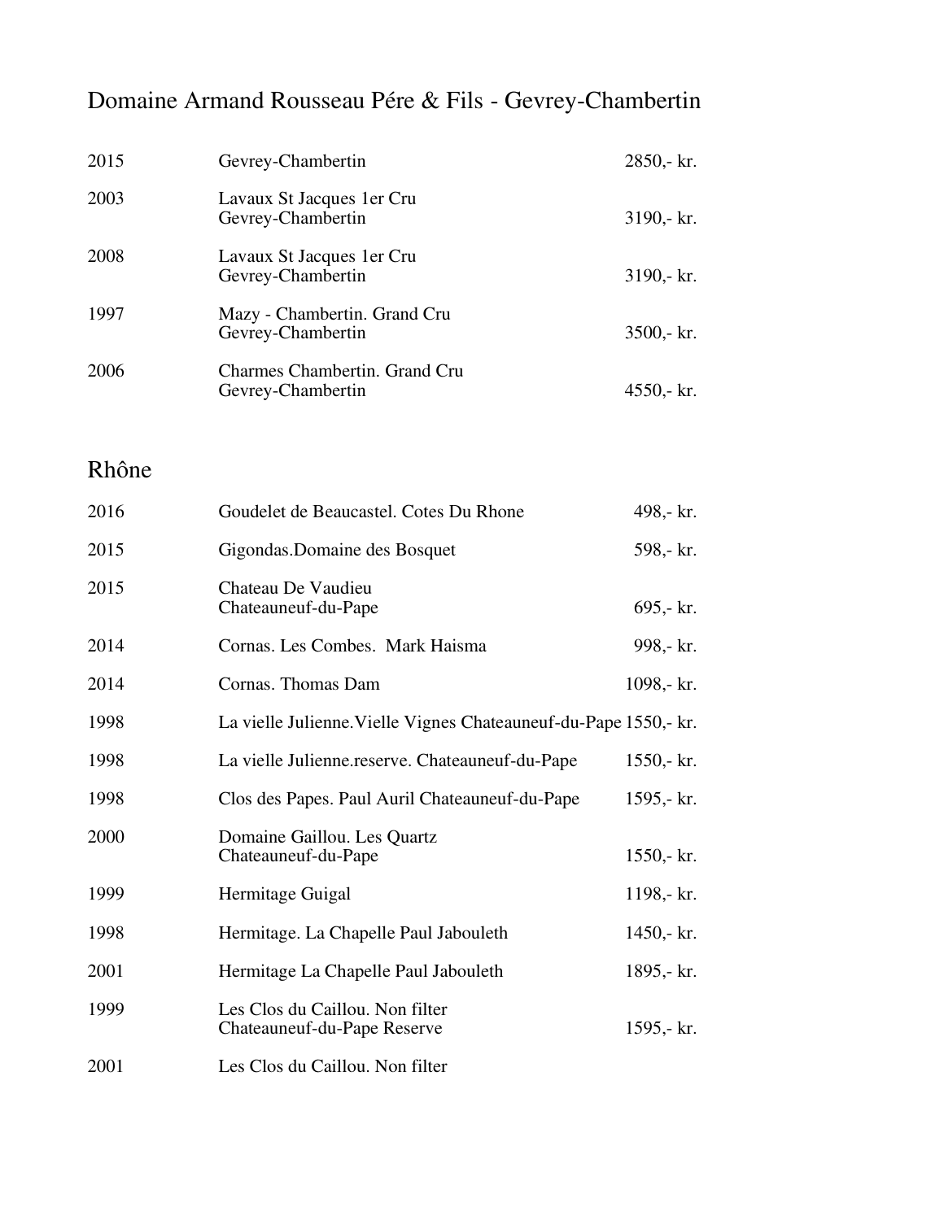## Domaine Armand Rousseau Pére & Fils - Gevrey-Chambertin

| | | |
|---|---|---|
| 2015 | Gevrey-Chambertin | 2850,- kr. |
| 2003 | Lavaux St Jacques 1er Cru<br>Gevrey-Chambertin | 3190,- kr. |
| 2008 | Lavaux St Jacques 1er Cru<br>Gevrey-Chambertin | 3190,- kr. |
| 1997 | Mazy - Chambertin. Grand Cru<br>Gevrey-Chambertin | 3500,- kr. |
| 2006 | Charmes Chambertin. Grand Cru<br>Gevrey-Chambertin | 4550,- kr. |

## Rhône

| | | |
|---|---|---|
| 2016 | Goudelet de Beaucastel. Cotes Du Rhone | 498,- kr. |
| 2015 | Gigondas.Domaine des Bosquet | 598,- kr. |
| 2015 | Chateau De Vaudieu<br>Chateauneuf-du-Pape | 695,- kr. |
| 2014 | Cornas. Les Combes. Mark Haisma | 998,- kr. |
| 2014 | Cornas. Thomas Dam | 1098,- kr. |
| 1998 | La vielle Julienne.Vielle Vignes Chateauneuf-du-Pape | 1550,- kr. |
| 1998 | La vielle Julienne.reserve. Chateauneuf-du-Pape | 1550,- kr. |
| 1998 | Clos des Papes. Paul Auril Chateauneuf-du-Pape | 1595,- kr. |
| 2000 | Domaine Gaillou. Les Quartz<br>Chateauneuf-du-Pape | 1550,- kr. |
| 1999 | Hermitage Guigal | 1198,- kr. |
| 1998 | Hermitage. La Chapelle Paul Jabouleth | 1450,- kr. |
| 2001 | Hermitage La Chapelle Paul Jabouleth | 1895,- kr. |
| 1999 | Les Clos du Caillou. Non filter<br>Chateauneuf-du-Pape Reserve | 1595,- kr. |
| 2001 | Les Clos du Caillou. Non filter | |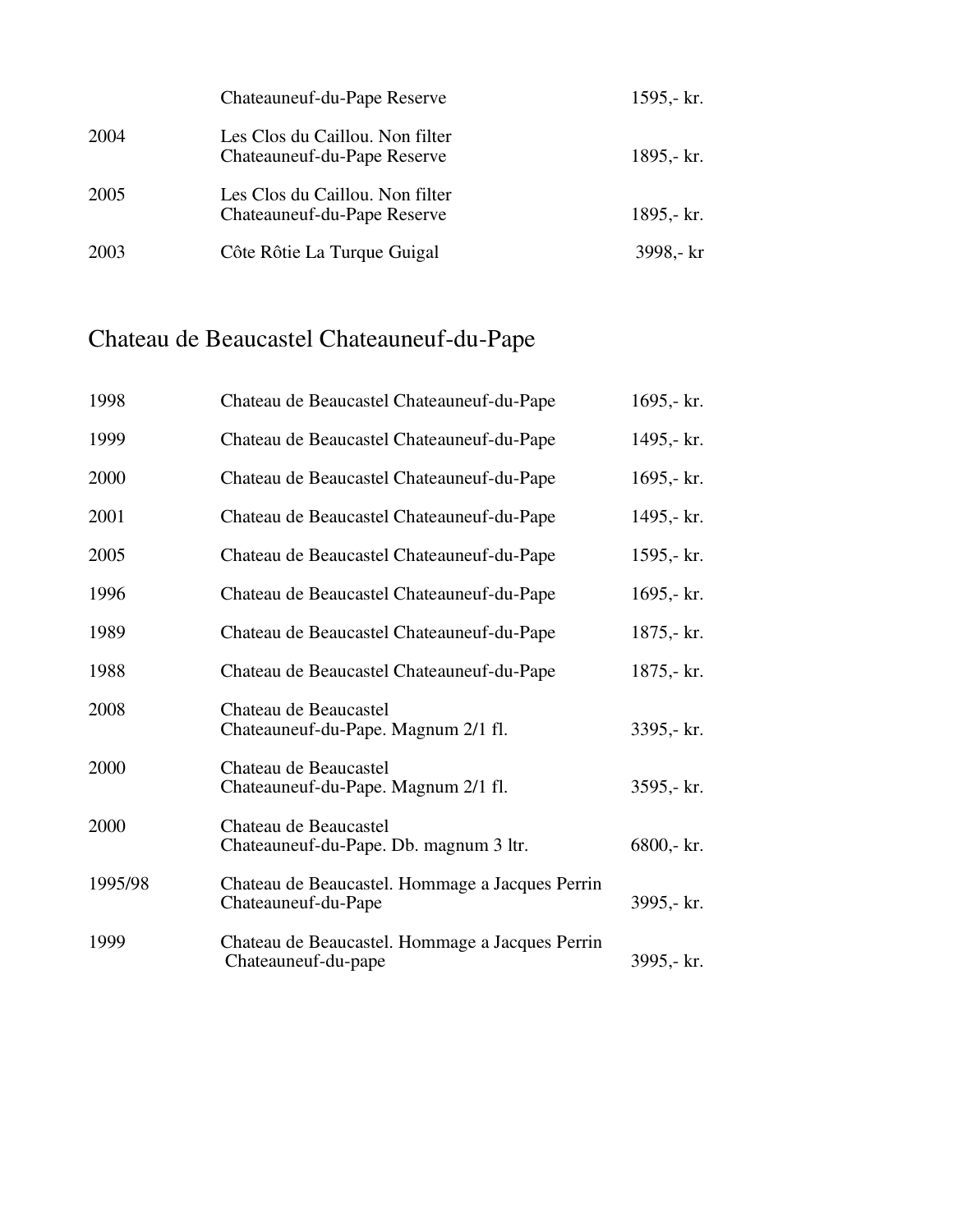| | | |
|---|---|---|
| | Chateauneuf-du-Pape Reserve | 1595,- kr. |
| 2004 | Les Clos du Caillou. Non filter Chateauneuf-du-Pape Reserve | 1895,- kr. |
| 2005 | Les Clos du Caillou. Non filter Chateauneuf-du-Pape Reserve | 1895,- kr. |
| 2003 | Côte Rôtie La Turque Guigal | 3998,- kr |

## Chateau de Beaucastel Chateauneuf-du-Pape

| | | |
|---|---|---|
| 1998 | Chateau de Beaucastel Chateauneuf-du-Pape | 1695,- kr. |
| 1999 | Chateau de Beaucastel Chateauneuf-du-Pape | 1495,- kr. |
| 2000 | Chateau de Beaucastel Chateauneuf-du-Pape | 1695,- kr. |
| 2001 | Chateau de Beaucastel Chateauneuf-du-Pape | 1495,- kr. |
| 2005 | Chateau de Beaucastel Chateauneuf-du-Pape | 1595,- kr. |
| 1996 | Chateau de Beaucastel Chateauneuf-du-Pape | 1695,- kr. |
| 1989 | Chateau de Beaucastel Chateauneuf-du-Pape | 1875,- kr. |
| 1988 | Chateau de Beaucastel Chateauneuf-du-Pape | 1875,- kr. |
| 2008 | Chateau de Beaucastel Chateauneuf-du-Pape. Magnum 2/1 fl. | 3395,- kr. |
| 2000 | Chateau de Beaucastel Chateauneuf-du-Pape. Magnum 2/1 fl. | 3595,- kr. |
| 2000 | Chateau de Beaucastel Chateauneuf-du-Pape. Db. magnum 3 ltr. | 6800,- kr. |
| 1995/98 | Chateau de Beaucastel. Hommage a Jacques Perrin Chateauneuf-du-Pape | 3995,- kr. |
| 1999 | Chateau de Beaucastel. Hommage a Jacques Perrin Chateauneuf-du-pape | 3995,- kr. |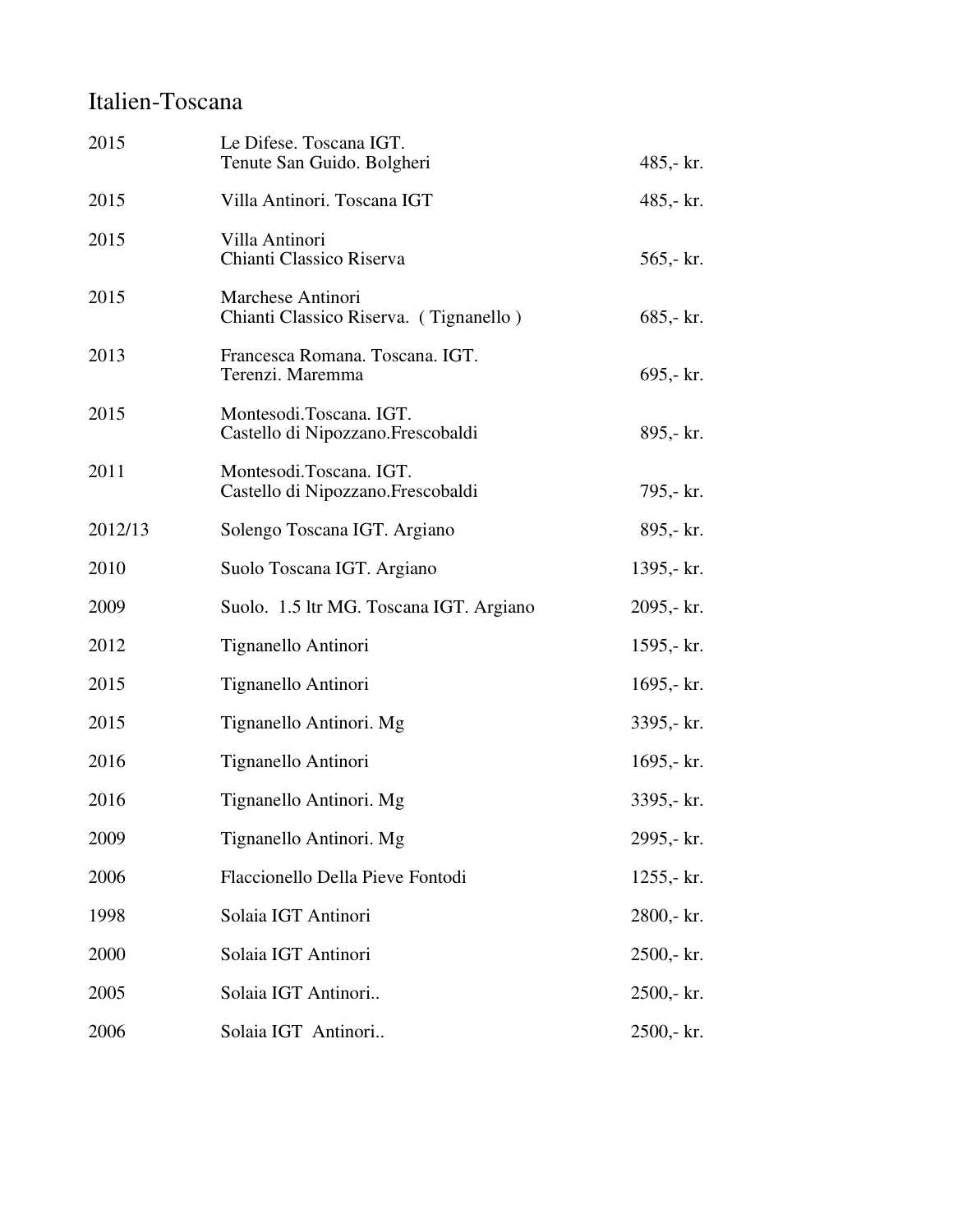# Italien-Toscana

| | | |
|---|---|---|
| 2015 | Le Difese. Toscana IGT.<br>Tenute San Guido. Bolgheri | 485,- kr. |
| 2015 | Villa Antinori. Toscana IGT | 485,- kr. |
| 2015 | Villa Antinori<br>Chianti Classico Riserva | 565,- kr. |
| 2015 | Marchese Antinori<br>Chianti Classico Riserva. ( Tignanello ) | 685,- kr. |
| 2013 | Francesca Romana. Toscana. IGT.<br>Terenzi. Maremma | 695,- kr. |
| 2015 | Montesodi.Toscana. IGT.<br>Castello di Nipozzano.Frescobaldi | 895,- kr. |
| 2011 | Montesodi.Toscana. IGT.<br>Castello di Nipozzano.Frescobaldi | 795,- kr. |
| 2012/13 | Solengo Toscana IGT. Argiano | 895,- kr. |
| 2010 | Suolo Toscana IGT. Argiano | 1395,- kr. |
| 2009 | Suolo. 1.5 ltr MG. Toscana IGT. Argiano | 2095,- kr. |
| 2012 | Tignanello Antinori | 1595,- kr. |
| 2015 | Tignanello Antinori | 1695,- kr. |
| 2015 | Tignanello Antinori. Mg | 3395,- kr. |
| 2016 | Tignanello Antinori | 1695,- kr. |
| 2016 | Tignanello Antinori. Mg | 3395,- kr. |
| 2009 | Tignanello Antinori. Mg | 2995,- kr. |
| 2006 | Flaccionello Della Pieve Fontodi | 1255,- kr. |
| 1998 | Solaia IGT Antinori | 2800,- kr. |
| 2000 | Solaia IGT Antinori | 2500,- kr. |
| 2005 | Solaia IGT Antinori.. | 2500,- kr. |
| 2006 | Solaia IGT Antinori.. | 2500,- kr. |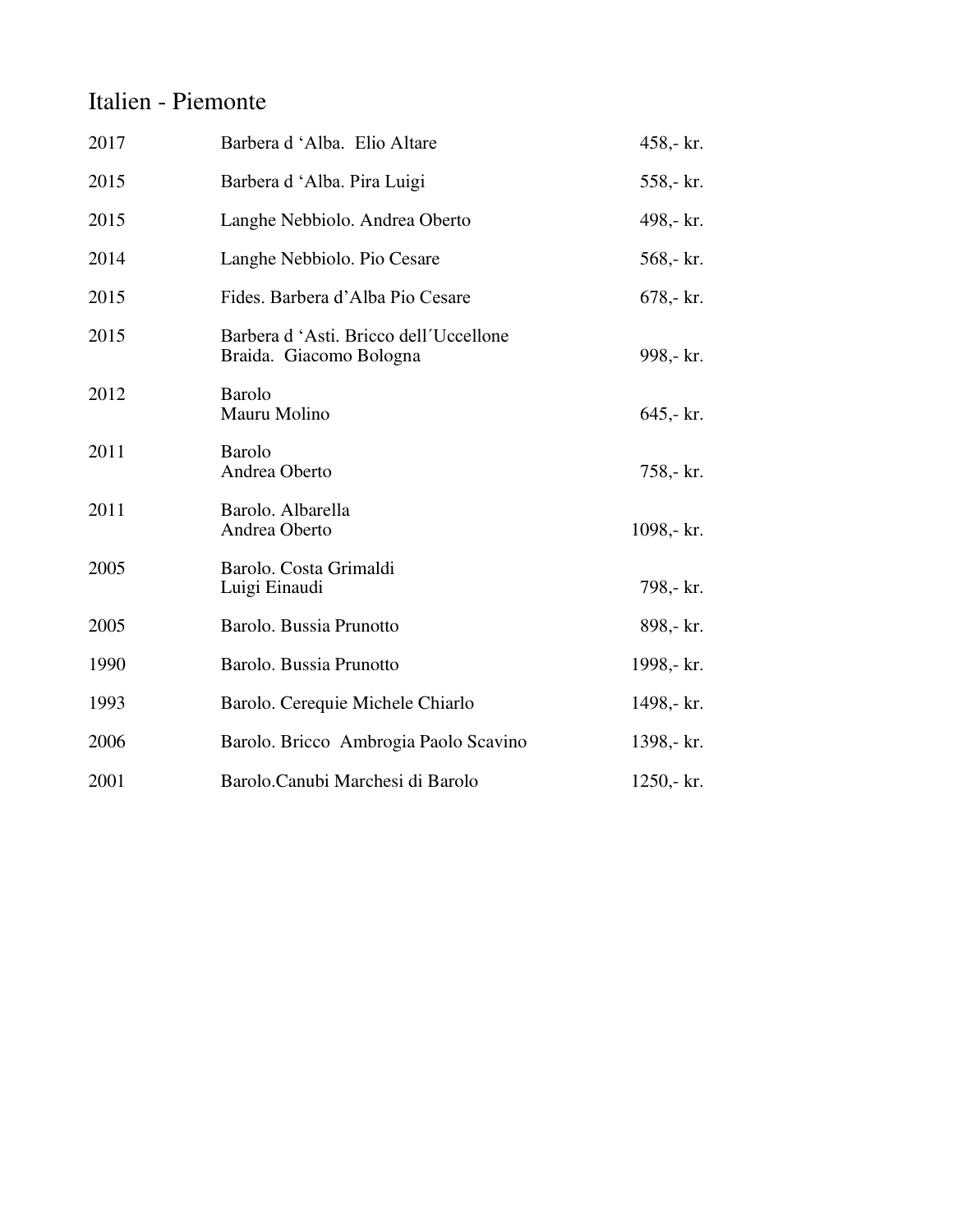# Italien - Piemonte

| | | |
|---|---|---|
| 2017 | Barbera d 'Alba. Elio Altare | 458,- kr. |
| 2015 | Barbera d 'Alba. Pira Luigi | 558,- kr. |
| 2015 | Langhe Nebbiolo. Andrea Oberto | 498,- kr. |
| 2014 | Langhe Nebbiolo. Pio Cesare | 568,- kr. |
| 2015 | Fides. Barbera d'Alba Pio Cesare | 678,- kr. |
| 2015 | Barbera d 'Asti. Bricco dell´Uccellone Braida. Giacomo Bologna | 998,- kr. |
| 2012 | Barolo Mauru Molino | 645,- kr. |
| 2011 | Barolo Andrea Oberto | 758,- kr. |
| 2011 | Barolo. Albarella Andrea Oberto | 1098,- kr. |
| 2005 | Barolo. Costa Grimaldi Luigi Einaudi | 798,- kr. |
| 2005 | Barolo. Bussia Prunotto | 898,- kr. |
| 1990 | Barolo. Bussia Prunotto | 1998,- kr. |
| 1993 | Barolo. Cerequie Michele Chiarlo | 1498,- kr. |
| 2006 | Barolo. Bricco Ambrogia Paolo Scavino | 1398,- kr. |
| 2001 | Barolo.Canubi Marchesi di Barolo | 1250,- kr. |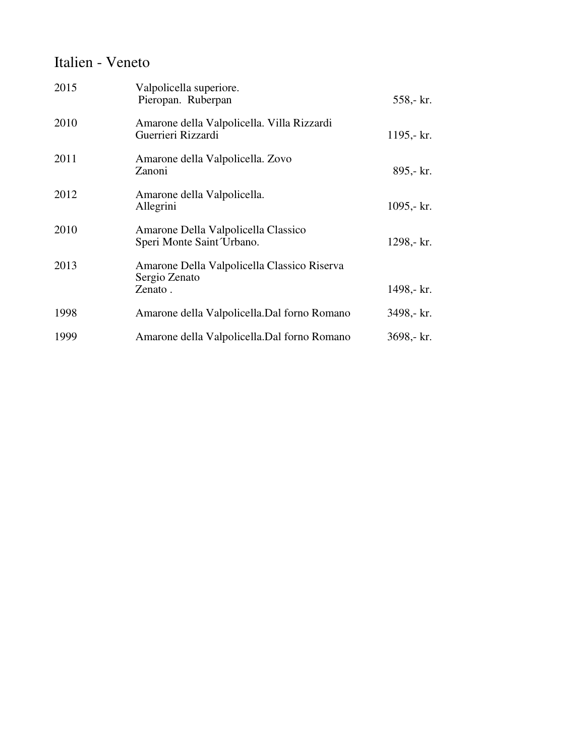# Italien - Veneto

| | | |
|---|---|---|
| 2015 | Valpolicella superiore.<br>Pieropan. Ruberpan | 558,- kr. |
| 2010 | Amarone della Valpolicella. Villa Rizzardi<br>Guerrieri Rizzardi | 1195,- kr. |
| 2011 | Amarone della Valpolicella. Zovo<br>Zanoni | 895,- kr. |
| 2012 | Amarone della Valpolicella.<br>Allegrini | 1095,- kr. |
| 2010 | Amarone Della Valpolicella Classico<br>Speri Monte Saint´Urbano. | 1298,- kr. |
| 2013 | Amarone Della Valpolicella Classico Riserva<br>Sergio Zenato<br>Zenato . | 1498,- kr. |
| 1998 | Amarone della Valpolicella.Dal forno Romano | 3498,- kr. |
| 1999 | Amarone della Valpolicella.Dal forno Romano | 3698,- kr. |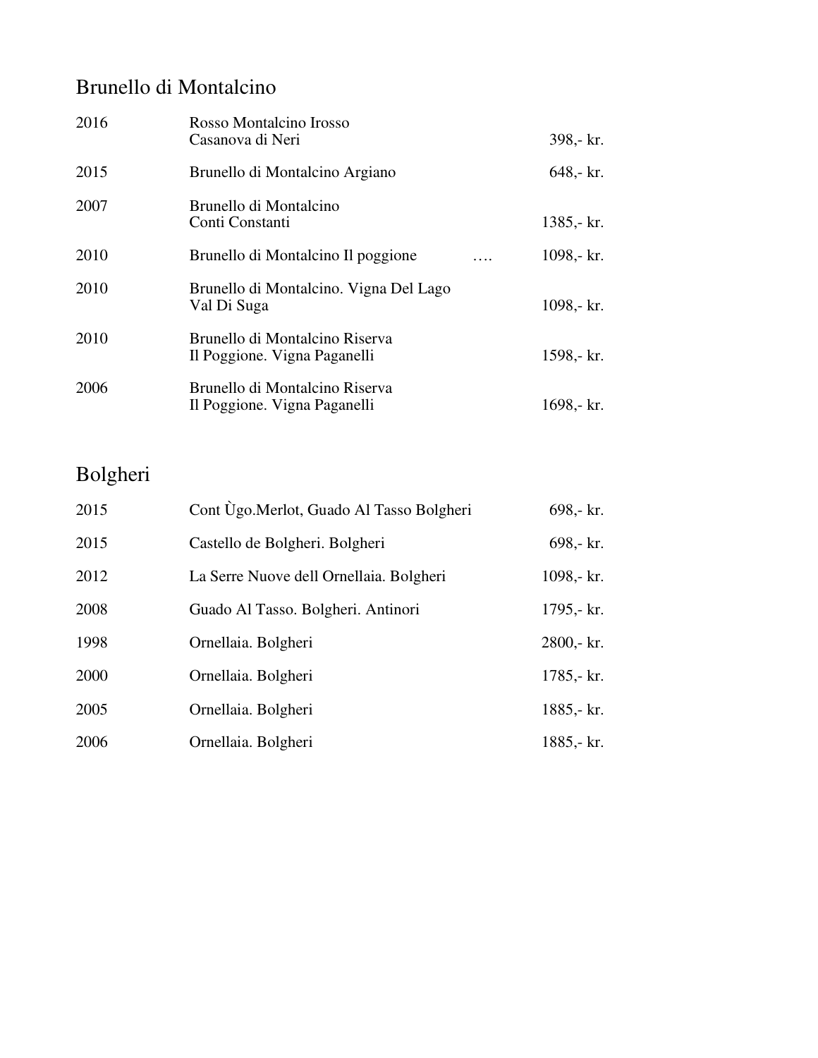## Brunello di Montalcino

| | | |
|---|---|---|
| 2016 | Rosso Montalcino Irosso<br>Casanova di Neri | 398,- kr. |
| 2015 | Brunello di Montalcino Argiano | 648,- kr. |
| 2007 | Brunello di Montalcino<br>Conti Constanti | 1385,- kr. |
| 2010 | Brunello di Montalcino Il poggione …. | 1098,- kr. |
| 2010 | Brunello di Montalcino. Vigna Del Lago<br>Val Di Suga | 1098,- kr. |
| 2010 | Brunello di Montalcino Riserva<br>Il Poggione. Vigna Paganelli | 1598,- kr. |
| 2006 | Brunello di Montalcino Riserva<br>Il Poggione. Vigna Paganelli | 1698,- kr. |

## Bolgheri

| | | |
|---|---|---|
| 2015 | Cont Ùgo.Merlot, Guado Al Tasso Bolgheri | 698,- kr. |
| 2015 | Castello de Bolgheri. Bolgheri | 698,- kr. |
| 2012 | La Serre Nuove dell Ornellaia. Bolgheri | 1098,- kr. |
| 2008 | Guado Al Tasso. Bolgheri. Antinori | 1795,- kr. |
| 1998 | Ornellaia. Bolgheri | 2800,- kr. |
| 2000 | Ornellaia. Bolgheri | 1785,- kr. |
| 2005 | Ornellaia. Bolgheri | 1885,- kr. |
| 2006 | Ornellaia. Bolgheri | 1885,- kr. |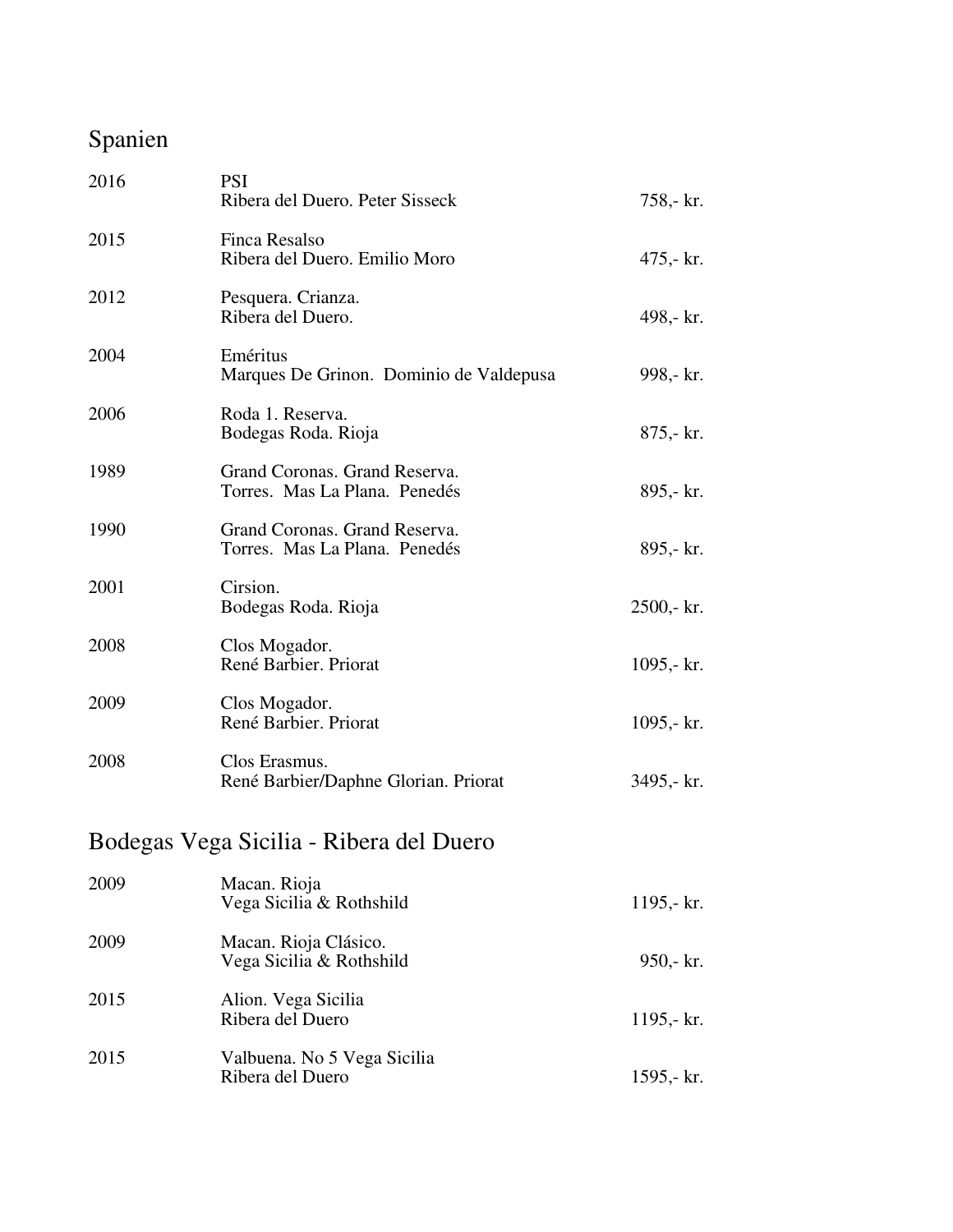# Spanien

| Årgang | Vin | Pris |
|---|---|---|
| 2016 | PSI<br>Ribera del Duero. Peter Sisseck | 758,- kr. |
| 2015 | Finca Resalso<br>Ribera del Duero. Emilio Moro | 475,- kr. |
| 2012 | Pesquera. Crianza.<br>Ribera del Duero. | 498,- kr. |
| 2004 | Eméritus<br>Marques De Grinon. Dominio de Valdepusa | 998,- kr. |
| 2006 | Roda 1. Reserva.<br>Bodegas Roda. Rioja | 875,- kr. |
| 1989 | Grand Coronas. Grand Reserva.<br>Torres. Mas La Plana. Penedés | 895,- kr. |
| 1990 | Grand Coronas. Grand Reserva.<br>Torres. Mas La Plana. Penedés | 895,- kr. |
| 2001 | Cirsion.<br>Bodegas Roda. Rioja | 2500,- kr. |
| 2008 | Clos Mogador.<br>René Barbier. Priorat | 1095,- kr. |
| 2009 | Clos Mogador.<br>René Barbier. Priorat | 1095,- kr. |
| 2008 | Clos Erasmus.<br>René Barbier/Daphne Glorian. Priorat | 3495,- kr. |

# Bodegas Vega Sicilia - Ribera del Duero

| Årgang | Vin | Pris |
|---|---|---|
| 2009 | Macan. Rioja<br>Vega Sicilia & Rothshild | 1195,- kr. |
| 2009 | Macan. Rioja Clásico.<br>Vega Sicilia & Rothshild | 950,- kr. |
| 2015 | Alion. Vega Sicilia<br>Ribera del Duero | 1195,- kr. |
| 2015 | Valbuena. No 5 Vega Sicilia<br>Ribera del Duero | 1595,- kr. |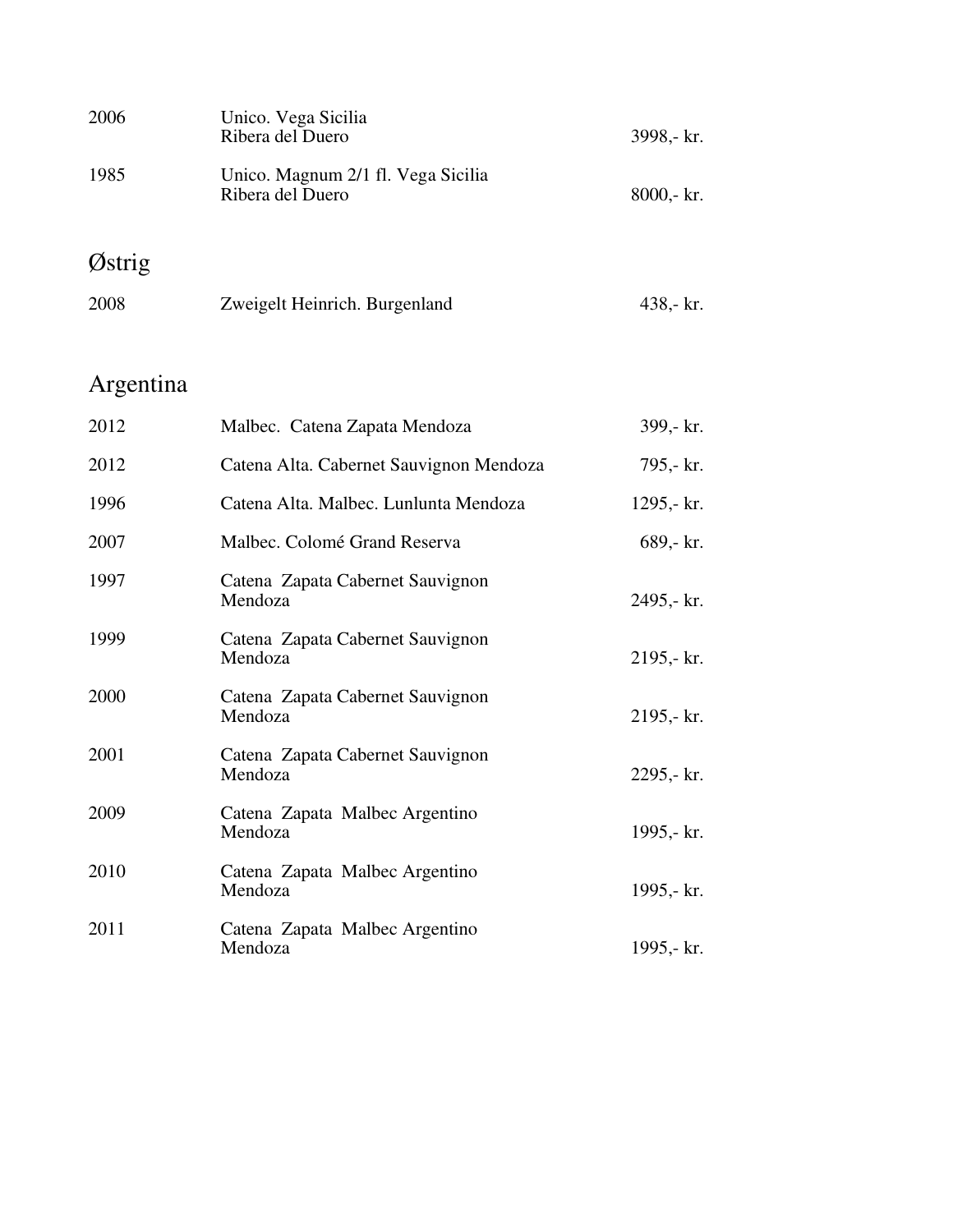| | | |
|---|---|---|
| 2006 | Unico. Vega Sicilia<br>Ribera del Duero | 3998,- kr. |
| 1985 | Unico. Magnum 2/1 fl. Vega Sicilia<br>Ribera del Duero | 8000,- kr. |

## Østrig

| | | |
|---|---|---|
| 2008 | Zweigelt Heinrich. Burgenland | 438,- kr. |

## Argentina

| | | |
|---|---|---|
| 2012 | Malbec. Catena Zapata Mendoza | 399,- kr. |
| 2012 | Catena Alta. Cabernet Sauvignon Mendoza | 795,- kr. |
| 1996 | Catena Alta. Malbec. Lunlunta Mendoza | 1295,- kr. |
| 2007 | Malbec. Colomé Grand Reserva | 689,- kr. |
| 1997 | Catena Zapata Cabernet Sauvignon<br>Mendoza | 2495,- kr. |
| 1999 | Catena Zapata Cabernet Sauvignon<br>Mendoza | 2195,- kr. |
| 2000 | Catena Zapata Cabernet Sauvignon<br>Mendoza | 2195,- kr. |
| 2001 | Catena Zapata Cabernet Sauvignon<br>Mendoza | 2295,- kr. |
| 2009 | Catena Zapata Malbec Argentino<br>Mendoza | 1995,- kr. |
| 2010 | Catena Zapata Malbec Argentino<br>Mendoza | 1995,- kr. |
| 2011 | Catena Zapata Malbec Argentino<br>Mendoza | 1995,- kr. |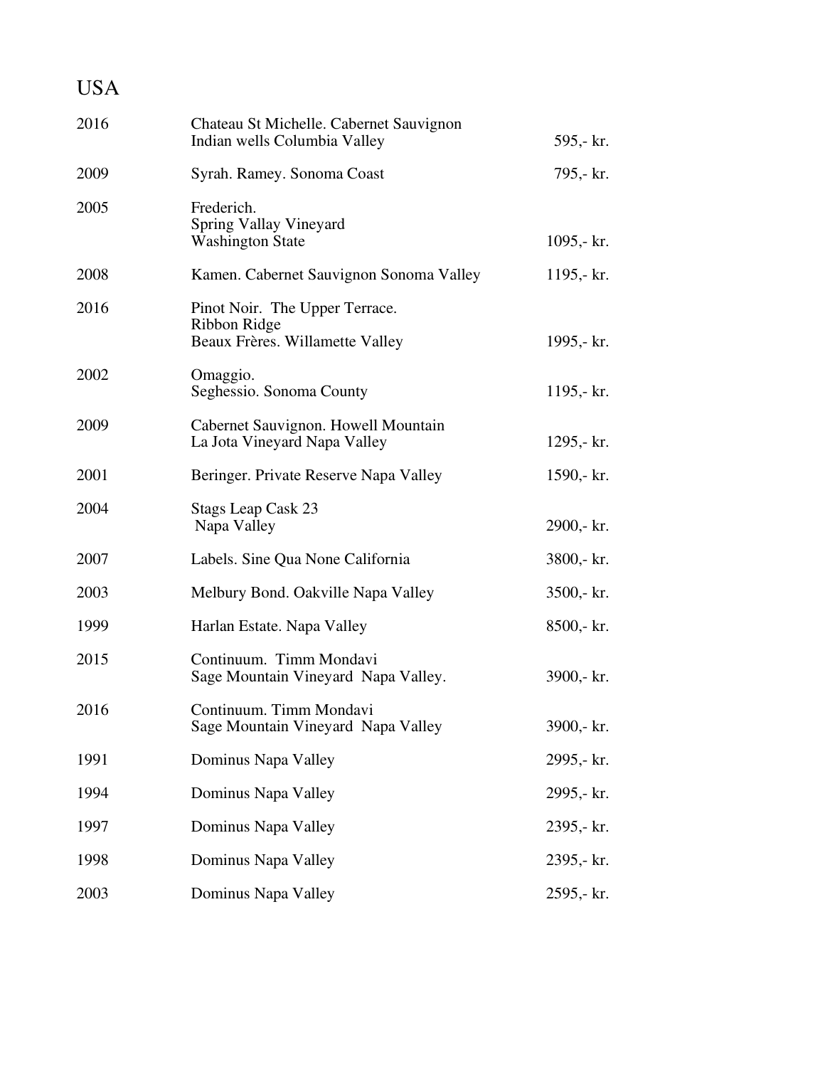# USA

| | | |
|---|---|---|
| 2016 | Chateau St Michelle. Cabernet Sauvignon<br>Indian wells Columbia Valley | 595,- kr. |
| 2009 | Syrah. Ramey. Sonoma Coast | 795,- kr. |
| 2005 | Frederich.<br>Spring Vallay Vineyard<br>Washington State | 1095,- kr. |
| 2008 | Kamen. Cabernet Sauvignon Sonoma Valley | 1195,- kr. |
| 2016 | Pinot Noir. The Upper Terrace.<br>Ribbon Ridge<br>Beaux Frères. Willamette Valley | 1995,- kr. |
| 2002 | Omaggio.<br>Seghessio. Sonoma County | 1195,- kr. |
| 2009 | Cabernet Sauvignon. Howell Mountain<br>La Jota Vineyard Napa Valley | 1295,- kr. |
| 2001 | Beringer. Private Reserve Napa Valley | 1590,- kr. |
| 2004 | Stags Leap Cask 23<br>Napa Valley | 2900,- kr. |
| 2007 | Labels. Sine Qua None California | 3800,- kr. |
| 2003 | Melbury Bond. Oakville Napa Valley | 3500,- kr. |
| 1999 | Harlan Estate. Napa Valley | 8500,- kr. |
| 2015 | Continuum. Timm Mondavi<br>Sage Mountain Vineyard Napa Valley. | 3900,- kr. |
| 2016 | Continuum. Timm Mondavi<br>Sage Mountain Vineyard Napa Valley | 3900,- kr. |
| 1991 | Dominus Napa Valley | 2995,- kr. |
| 1994 | Dominus Napa Valley | 2995,- kr. |
| 1997 | Dominus Napa Valley | 2395,- kr. |
| 1998 | Dominus Napa Valley | 2395,- kr. |
| 2003 | Dominus Napa Valley | 2595,- kr. |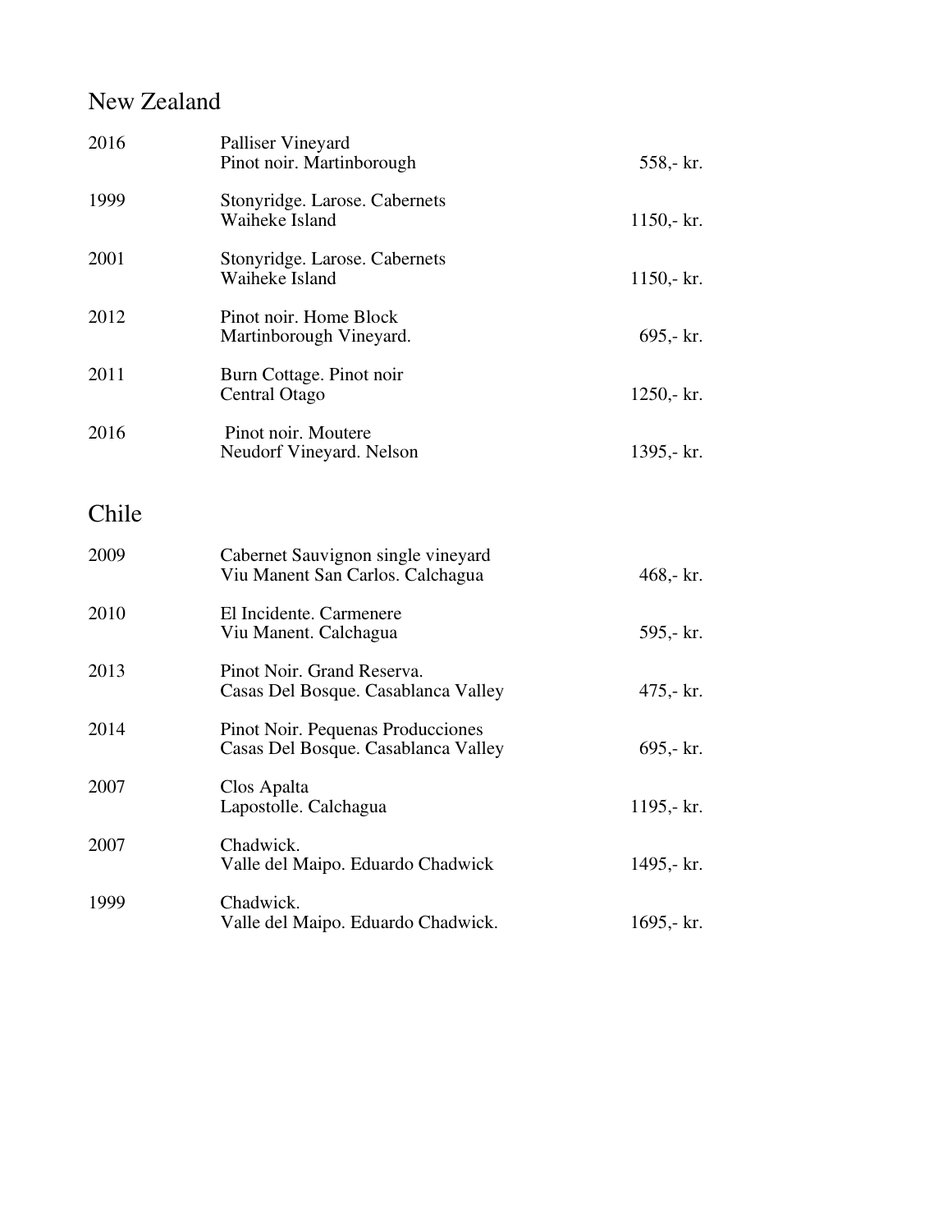## New Zealand

| | | |
|---|---|---|
| 2016 | Palliser Vineyard<br>Pinot noir. Martinborough | 558,- kr. |
| 1999 | Stonyridge. Larose. Cabernets<br>Waiheke Island | 1150,- kr. |
| 2001 | Stonyridge. Larose. Cabernets<br>Waiheke Island | 1150,- kr. |
| 2012 | Pinot noir. Home Block<br>Martinborough Vineyard. | 695,- kr. |
| 2011 | Burn Cottage. Pinot noir<br>Central Otago | 1250,- kr. |
| 2016 | Pinot noir. Moutere<br>Neudorf Vineyard. Nelson | 1395,- kr. |

## Chile

| | | |
|---|---|---|
| 2009 | Cabernet Sauvignon single vineyard<br>Viu Manent San Carlos. Calchagua | 468,- kr. |
| 2010 | El Incidente. Carmenere<br>Viu Manent. Calchagua | 595,- kr. |
| 2013 | Pinot Noir. Grand Reserva.<br>Casas Del Bosque. Casablanca Valley | 475,- kr. |
| 2014 | Pinot Noir. Pequenas Producciones<br>Casas Del Bosque. Casablanca Valley | 695,- kr. |
| 2007 | Clos Apalta<br>Lapostolle. Calchagua | 1195,- kr. |
| 2007 | Chadwick.<br>Valle del Maipo. Eduardo Chadwick | 1495,- kr. |
| 1999 | Chadwick.<br>Valle del Maipo. Eduardo Chadwick. | 1695,- kr. |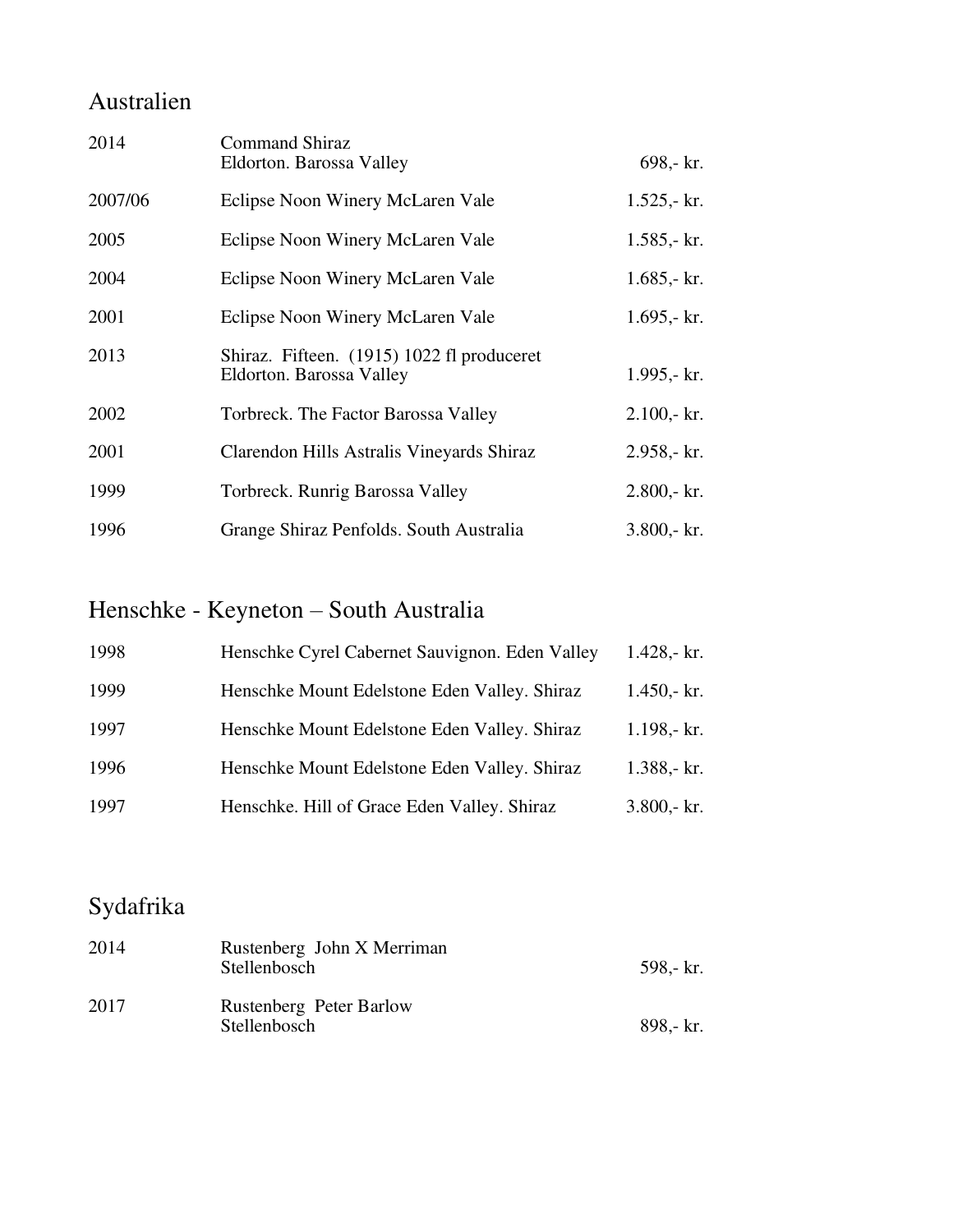## Australien

| | | |
|---|---|---|
| 2014 | Command Shiraz<br>Eldorton. Barossa Valley | 698,- kr. |
| 2007/06 | Eclipse Noon Winery McLaren Vale | 1.525,- kr. |
| 2005 | Eclipse Noon Winery McLaren Vale | 1.585,- kr. |
| 2004 | Eclipse Noon Winery McLaren Vale | 1.685,- kr. |
| 2001 | Eclipse Noon Winery McLaren Vale | 1.695,- kr. |
| 2013 | Shiraz. Fifteen. (1915) 1022 fl produceret<br>Eldorton. Barossa Valley | 1.995,- kr. |
| 2002 | Torbreck. The Factor Barossa Valley | 2.100,- kr. |
| 2001 | Clarendon Hills Astralis Vineyards Shiraz | 2.958,- kr. |
| 1999 | Torbreck. Runrig Barossa Valley | 2.800,- kr. |
| 1996 | Grange Shiraz Penfolds. South Australia | 3.800,- kr. |

## Henschke - Keyneton – South Australia

| | | |
|---|---|---|
| 1998 | Henschke Cyrel Cabernet Sauvignon. Eden Valley | 1.428,- kr. |
| 1999 | Henschke Mount Edelstone Eden Valley. Shiraz | 1.450,- kr. |
| 1997 | Henschke Mount Edelstone Eden Valley. Shiraz | 1.198,- kr. |
| 1996 | Henschke Mount Edelstone Eden Valley. Shiraz | 1.388,- kr. |
| 1997 | Henschke. Hill of Grace Eden Valley. Shiraz | 3.800,- kr. |

## Sydafrika

| | | |
|---|---|---|
| 2014 | Rustenberg John X Merriman<br>Stellenbosch | 598,- kr. |
| 2017 | Rustenberg Peter Barlow<br>Stellenbosch | 898,- kr. |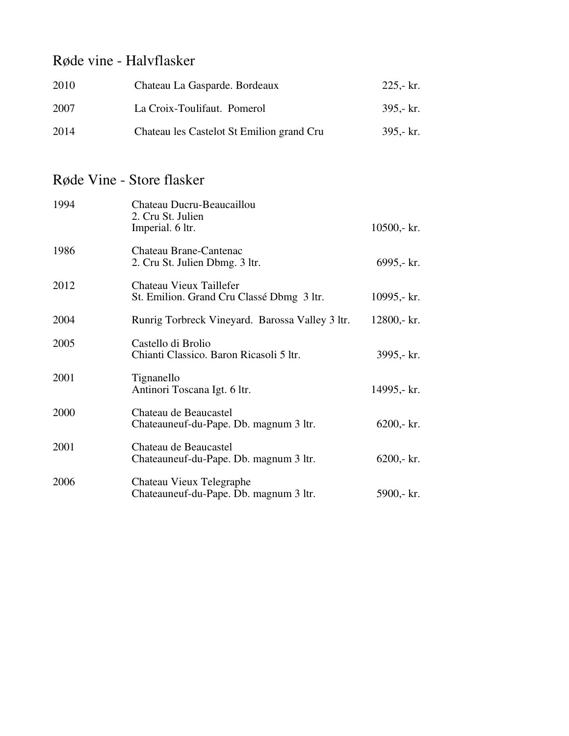## Røde vine - Halvflasker

| | | |
|---|---|---|
| 2010 | Chateau La Gasparde. Bordeaux | 225,- kr. |
| 2007 | La Croix-Toulifaut. Pomerol | 395,- kr. |
| 2014 | Chateau les Castelot St Emilion grand Cru | 395,- kr. |

## Røde Vine - Store flasker

| | | |
|---|---|---|
| 1994 | Chateau Ducru-Beaucaillou<br>2. Cru St. Julien<br>Imperial. 6 ltr. | 10500,- kr. |
| 1986 | Chateau Brane-Cantenac<br>2. Cru St. Julien Dbmg. 3 ltr. | 6995,- kr. |
| 2012 | Chateau Vieux Taillefer<br>St. Emilion. Grand Cru Classé Dbmg 3 ltr. | 10995,- kr. |
| 2004 | Runrig Torbreck Vineyard. Barossa Valley 3 ltr. | 12800,- kr. |
| 2005 | Castello di Brolio<br>Chianti Classico. Baron Ricasoli 5 ltr. | 3995,- kr. |
| 2001 | Tignanello<br>Antinori Toscana Igt. 6 ltr. | 14995,- kr. |
| 2000 | Chateau de Beaucastel<br>Chateauneuf-du-Pape. Db. magnum 3 ltr. | 6200,- kr. |
| 2001 | Chateau de Beaucastel<br>Chateauneuf-du-Pape. Db. magnum 3 ltr. | 6200,- kr. |
| 2006 | Chateau Vieux Telegraphe<br>Chateauneuf-du-Pape. Db. magnum 3 ltr. | 5900,- kr. |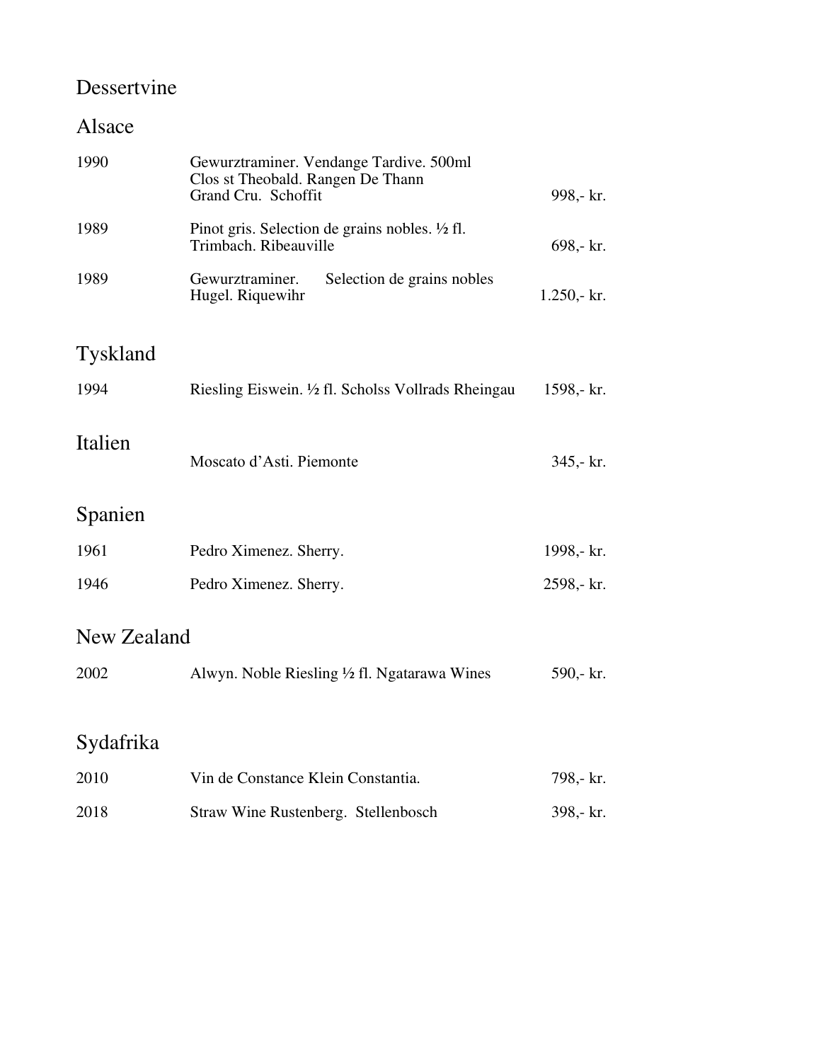# Dessertvine

## Alsace

| | | |
|---|---|---|
| 1990 | Gewurztraminer. Vendange Tardive. 500ml<br>Clos st Theobald. Rangen De Thann<br>Grand Cru. Schoffit | 998,- kr. |
| 1989 | Pinot gris. Selection de grains nobles. ½ fl.<br>Trimbach. Ribeauville | 698,- kr. |
| 1989 | Gewurztraminer. Selection de grains nobles<br>Hugel. Riquewihr | 1.250,- kr. |

## Tyskland

| | | |
|---|---|---|
| 1994 | Riesling Eiswein. ½ fl. Scholss Vollrads Rheingau | 1598,- kr. |

## Italien

| | | |
|---|---|---|
| | Moscato d'Asti. Piemonte | 345,- kr. |

## Spanien

| | | |
|---|---|---|
| 1961 | Pedro Ximenez. Sherry. | 1998,- kr. |
| 1946 | Pedro Ximenez. Sherry. | 2598,- kr. |

## New Zealand

| | | |
|---|---|---|
| 2002 | Alwyn. Noble Riesling ½ fl. Ngatarawa Wines | 590,- kr. |

## Sydafrika

| | | |
|---|---|---|
| 2010 | Vin de Constance Klein Constantia. | 798,- kr. |
| 2018 | Straw Wine Rustenberg. Stellenbosch | 398,- kr. |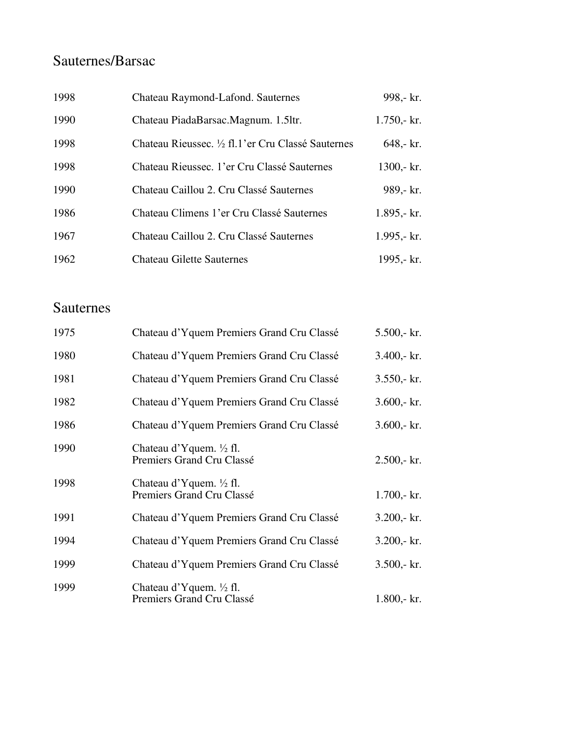## Sauternes/Barsac

| | | |
|---|---|---|
| 1998 | Chateau Raymond-Lafond. Sauternes | 998,- kr. |
| 1990 | Chateau PiadaBarsac.Magnum. 1.5ltr. | 1.750,- kr. |
| 1998 | Chateau Rieussec. ½ fl.1'er Cru Classé Sauternes | 648,- kr. |
| 1998 | Chateau Rieussec. 1'er Cru Classé Sauternes | 1300,- kr. |
| 1990 | Chateau Caillou 2. Cru Classé Sauternes | 989,- kr. |
| 1986 | Chateau Climens 1'er Cru Classé Sauternes | 1.895,- kr. |
| 1967 | Chateau Caillou 2. Cru Classé Sauternes | 1.995,- kr. |
| 1962 | Chateau Gilette Sauternes | 1995,- kr. |

## Sauternes

| | | |
|---|---|---|
| 1975 | Chateau d'Yquem Premiers Grand Cru Classé | 5.500,- kr. |
| 1980 | Chateau d'Yquem Premiers Grand Cru Classé | 3.400,- kr. |
| 1981 | Chateau d'Yquem Premiers Grand Cru Classé | 3.550,- kr. |
| 1982 | Chateau d'Yquem Premiers Grand Cru Classé | 3.600,- kr. |
| 1986 | Chateau d'Yquem Premiers Grand Cru Classé | 3.600,- kr. |
| 1990 | Chateau d'Yquem. ½ fl. Premiers Grand Cru Classé | 2.500,- kr. |
| 1998 | Chateau d'Yquem. ½ fl. Premiers Grand Cru Classé | 1.700,- kr. |
| 1991 | Chateau d'Yquem Premiers Grand Cru Classé | 3.200,- kr. |
| 1994 | Chateau d'Yquem Premiers Grand Cru Classé | 3.200,- kr. |
| 1999 | Chateau d'Yquem Premiers Grand Cru Classé | 3.500,- kr. |
| 1999 | Chateau d'Yquem. ½ fl. Premiers Grand Cru Classé | 1.800,- kr. |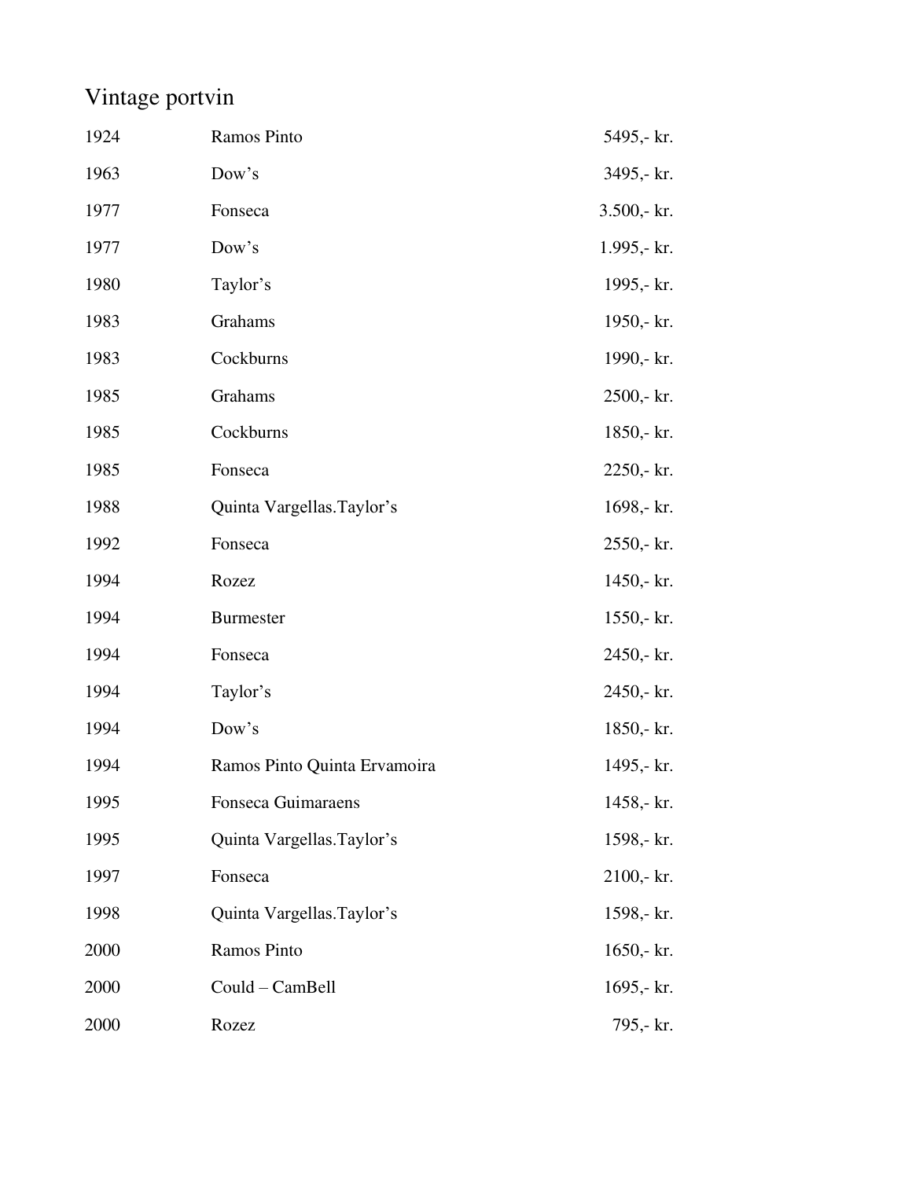# Vintage portvin

| | | |
|---|---|---|
| 1924 | Ramos Pinto | 5495,- kr. |
| 1963 | Dow's | 3495,- kr. |
| 1977 | Fonseca | 3.500,- kr. |
| 1977 | Dow's | 1.995,- kr. |
| 1980 | Taylor's | 1995,- kr. |
| 1983 | Grahams | 1950,- kr. |
| 1983 | Cockburns | 1990,- kr. |
| 1985 | Grahams | 2500,- kr. |
| 1985 | Cockburns | 1850,- kr. |
| 1985 | Fonseca | 2250,- kr. |
| 1988 | Quinta Vargellas.Taylor's | 1698,- kr. |
| 1992 | Fonseca | 2550,- kr. |
| 1994 | Rozez | 1450,- kr. |
| 1994 | Burmester | 1550,- kr. |
| 1994 | Fonseca | 2450,- kr. |
| 1994 | Taylor's | 2450,- kr. |
| 1994 | Dow's | 1850,- kr. |
| 1994 | Ramos Pinto Quinta Ervamoira | 1495,- kr. |
| 1995 | Fonseca Guimaraens | 1458,- kr. |
| 1995 | Quinta Vargellas.Taylor's | 1598,- kr. |
| 1997 | Fonseca | 2100,- kr. |
| 1998 | Quinta Vargellas.Taylor's | 1598,- kr. |
| 2000 | Ramos Pinto | 1650,- kr. |
| 2000 | Could – CamBell | 1695,- kr. |
| 2000 | Rozez | 795,- kr. |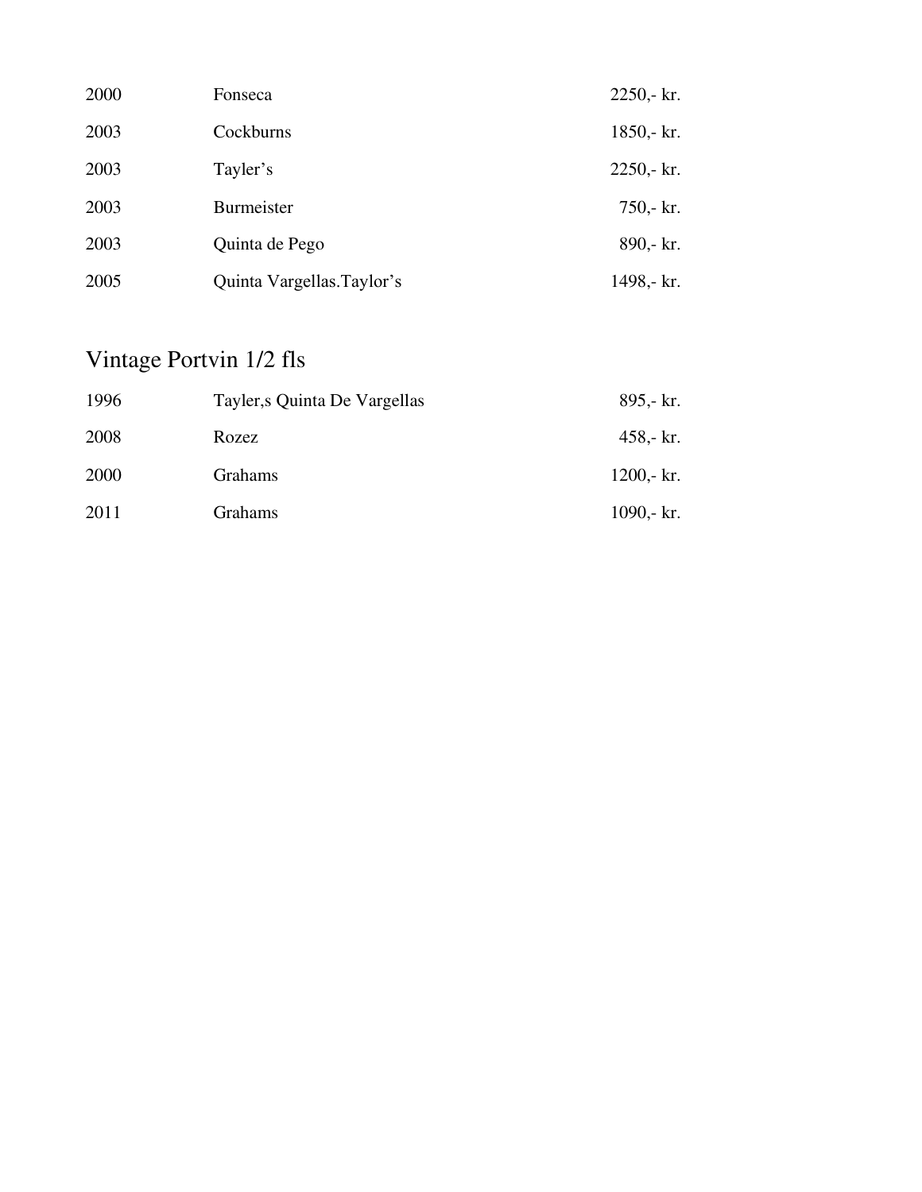| | | |
|---|---|---|
| 2000 | Fonseca | 2250,- kr. |
| 2003 | Cockburns | 1850,- kr. |
| 2003 | Tayler’s | 2250,- kr. |
| 2003 | Burmeister | 750,- kr. |
| 2003 | Quinta de Pego | 890,- kr. |
| 2005 | Quinta Vargellas.Taylor’s | 1498,- kr. |

## Vintage Portvin 1/2 fls

| | | |
|---|---|---|
| 1996 | Tayler,s Quinta De Vargellas | 895,- kr. |
| 2008 | Rozez | 458,- kr. |
| 2000 | Grahams | 1200,- kr. |
| 2011 | Grahams | 1090,- kr. |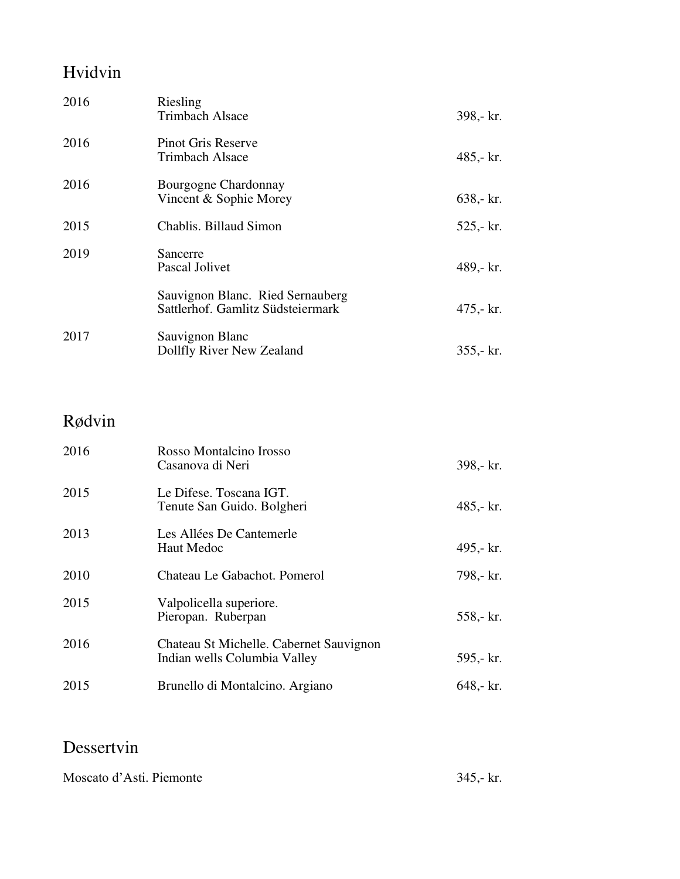## Hvidvin

| | | |
|---|---|---|
| 2016 | Riesling<br>Trimbach Alsace | 398,- kr. |
| 2016 | Pinot Gris Reserve<br>Trimbach Alsace | 485,- kr. |
| 2016 | Bourgogne Chardonnay<br>Vincent & Sophie Morey | 638,- kr. |
| 2015 | Chablis. Billaud Simon | 525,- kr. |
| 2019 | Sancerre<br>Pascal Jolivet | 489,- kr. |
| | Sauvignon Blanc. Ried Sernauberg<br>Sattlerhof. Gamlitz Südsteiermark | 475,- kr. |
| 2017 | Sauvignon Blanc<br>Dollfly River New Zealand | 355,- kr. |

## Rødvin

| | | |
|---|---|---|
| 2016 | Rosso Montalcino Irosso<br>Casanova di Neri | 398,- kr. |
| 2015 | Le Difese. Toscana IGT.<br>Tenute San Guido. Bolgheri | 485,- kr. |
| 2013 | Les Allées De Cantemerle<br>Haut Medoc | 495,- kr. |
| 2010 | Chateau Le Gabachot. Pomerol | 798,- kr. |
| 2015 | Valpolicella superiore.<br>Pieropan. Ruberpan | 558,- kr. |
| 2016 | Chateau St Michelle. Cabernet Sauvignon<br>Indian wells Columbia Valley | 595,- kr. |
| 2015 | Brunello di Montalcino. Argiano | 648,- kr. |

## Dessertvin

| | |
|---|---|
| Moscato d'Asti. Piemonte | 345,- kr. |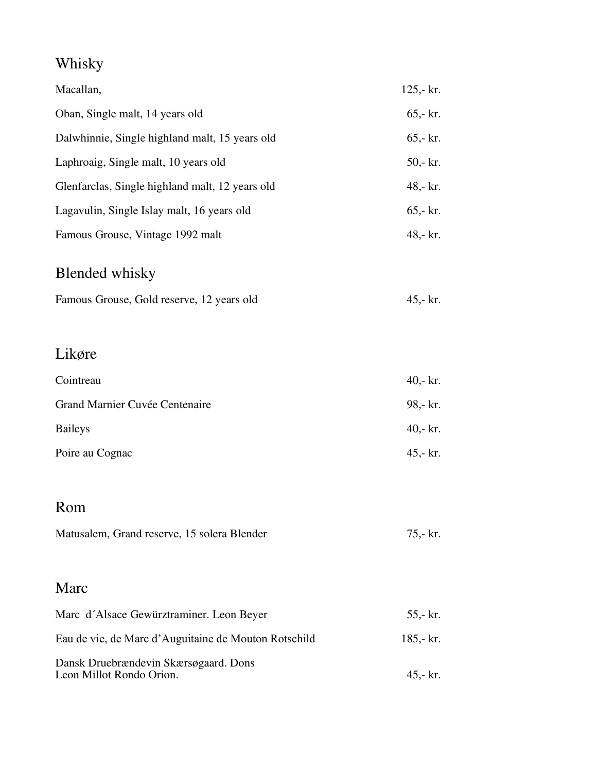## Whisky

| | |
|---|---|
| Macallan, | 125,- kr. |
| Oban, Single malt, 14 years old | 65,- kr. |
| Dalwhinnie, Single highland malt, 15 years old | 65,- kr. |
| Laphroaig, Single malt, 10 years old | 50,- kr. |
| Glenfarclas, Single highland malt, 12 years old | 48,- kr. |
| Lagavulin, Single Islay malt, 16 years old | 65,- kr. |
| Famous Grouse, Vintage 1992 malt | 48,- kr. |

## Blended whisky

| | |
|---|---|
| Famous Grouse, Gold reserve, 12 years old | 45,- kr. |

## Likøre

| | |
|---|---|
| Cointreau | 40,- kr. |
| Grand Marnier Cuvée Centenaire | 98,- kr. |
| Baileys | 40,- kr. |
| Poire au Cognac | 45,- kr. |

## Rom

| | |
|---|---|
| Matusalem, Grand reserve, 15 solera Blender | 75,- kr. |

## Marc

| | |
|---|---|
| Marc d´Alsace Gewürztraminer. Leon Beyer | 55,- kr. |
| Eau de vie, de Marc d'Auguitaine de Mouton Rotschild | 185,- kr. |
| Dansk Druebrændevin Skærsøgaard. Dons Leon Millot Rondo Orion. | 45,- kr. |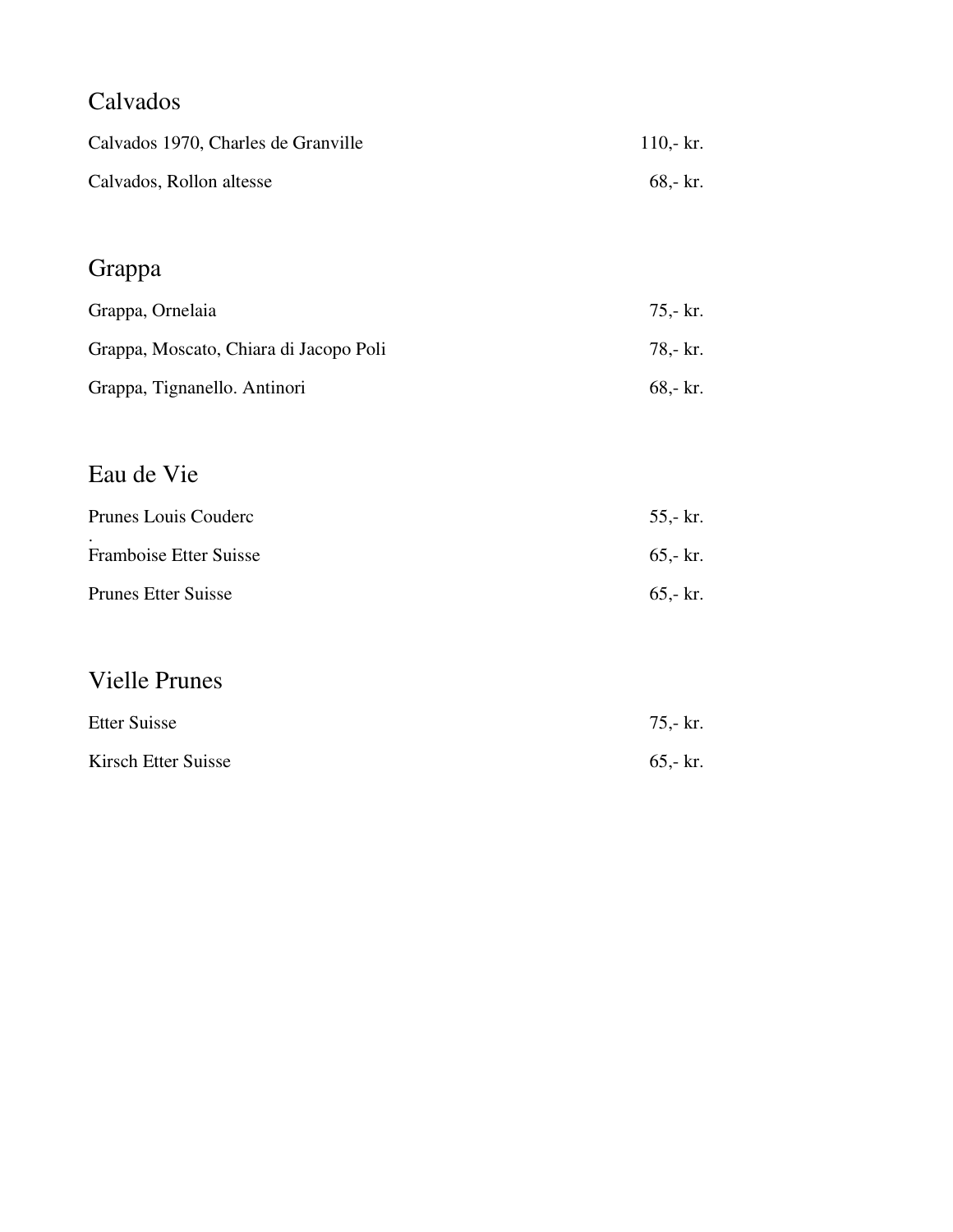## Calvados

| | |
|---|---|
| Calvados 1970, Charles de Granville | 110,- kr. |
| Calvados, Rollon altesse | 68,- kr. |

## Grappa

| | |
|---|---|
| Grappa, Ornelaia | 75,- kr. |
| Grappa, Moscato, Chiara di Jacopo Poli | 78,- kr. |
| Grappa, Tignanello. Antinori | 68,- kr. |

## Eau de Vie

| | |
|---|---|
| Prunes Louis Couderc | 55,- kr. |
| Framboise Etter Suisse | 65,- kr. |
| Prunes Etter Suisse | 65,- kr. |

## Vielle Prunes

| | |
|---|---|
| Etter Suisse | 75,- kr. |
| Kirsch Etter Suisse | 65,- kr. |